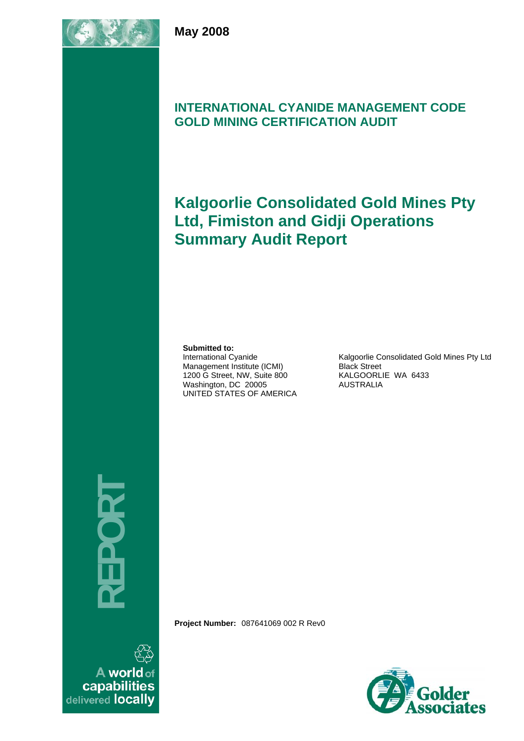May 2008

# INTERNATIONAL CYANIDE MANAGEMENT CODE GOLD MINING CERTIFICATION AUDIT

# Kalgoorlie Consolidated Gold Mines Pty Ltd, Fimiston and Gidji Operations Summary Audit Report

**Submitted to:**

International Cyanide Management Institute (ICMI)
1200 G Street, NW, Suite 800
Washington, DC 20005
UNITED STATES OF AMERICA

Kalgoorlie Consolidated Gold Mines Pty Ltd
Black Street
KALGOORLIE WA 6433
AUSTRALIA

REPORT

**Project Number:** 087641069 002 R Rev0

A world of capabilities delivered locally

Golder Associates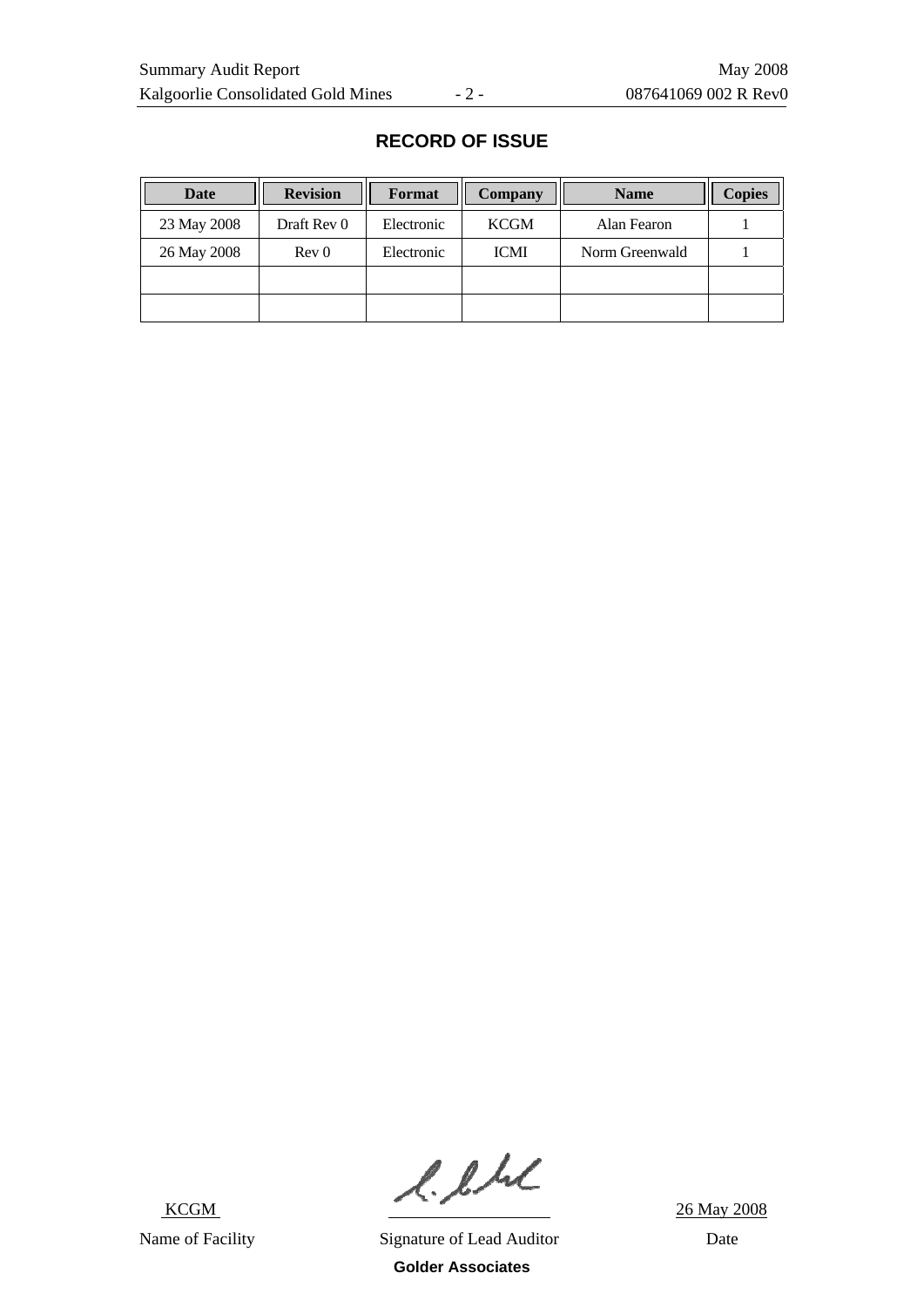## RECORD OF ISSUE

| Date | Revision | Format | Company | Name | Copies |
|---|---|---|---|---|---|
| 23 May 2008 | Draft Rev 0 | Electronic | KCGM | Alan Fearon | 1 |
| 26 May 2008 | Rev 0 | Electronic | ICMI | Norm Greenwald | 1 |
| | | | | | |
| | | | | | |

KCGM — Name of Facility

Signature of Lead Auditor

**Golder Associates**

26 May 2008 — Date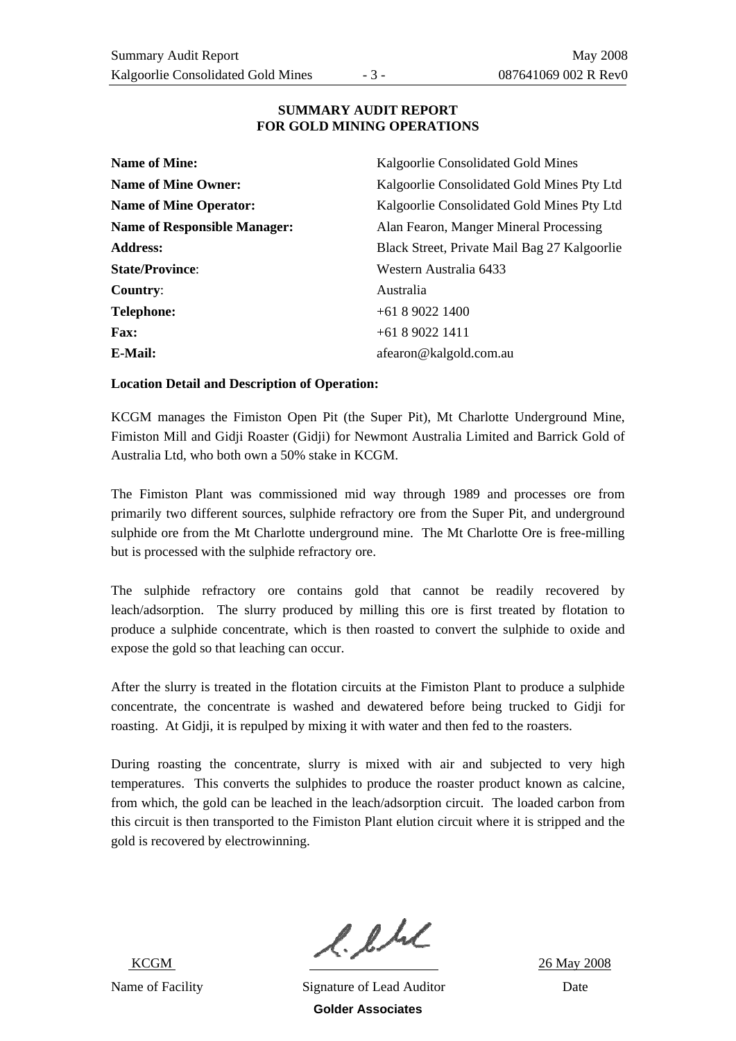**SUMMARY AUDIT REPORT**
**FOR GOLD MINING OPERATIONS**

| | |
|---|---|
| **Name of Mine:** | Kalgoorlie Consolidated Gold Mines |
| **Name of Mine Owner:** | Kalgoorlie Consolidated Gold Mines Pty Ltd |
| **Name of Mine Operator:** | Kalgoorlie Consolidated Gold Mines Pty Ltd |
| **Name of Responsible Manager:** | Alan Fearon, Manger Mineral Processing |
| **Address:** | Black Street, Private Mail Bag 27 Kalgoorlie |
| **State/Province**: | Western Australia 6433 |
| **Country**: | Australia |
| **Telephone:** | +61 8 9022 1400 |
| **Fax:** | +61 8 9022 1411 |
| **E-Mail:** | afearon@kalgold.com.au |

**Location Detail and Description of Operation:**

KCGM manages the Fimiston Open Pit (the Super Pit), Mt Charlotte Underground Mine, Fimiston Mill and Gidji Roaster (Gidji) for Newmont Australia Limited and Barrick Gold of Australia Ltd, who both own a 50% stake in KCGM.

The Fimiston Plant was commissioned mid way through 1989 and processes ore from primarily two different sources, sulphide refractory ore from the Super Pit, and underground sulphide ore from the Mt Charlotte underground mine. The Mt Charlotte Ore is free-milling but is processed with the sulphide refractory ore.

The sulphide refractory ore contains gold that cannot be readily recovered by leach/adsorption. The slurry produced by milling this ore is first treated by flotation to produce a sulphide concentrate, which is then roasted to convert the sulphide to oxide and expose the gold so that leaching can occur.

After the slurry is treated in the flotation circuits at the Fimiston Plant to produce a sulphide concentrate, the concentrate is washed and dewatered before being trucked to Gidji for roasting. At Gidji, it is repulped by mixing it with water and then fed to the roasters.

During roasting the concentrate, slurry is mixed with air and subjected to very high temperatures. This converts the sulphides to produce the roaster product known as calcine, from which, the gold can be leached in the leach/adsorption circuit. The loaded carbon from this circuit is then transported to the Fimiston Plant elution circuit where it is stripped and the gold is recovered by electrowinning.

| KCGM | | 26 May 2008 |
|---|---|---|
| Name of Facility | Signature of Lead Auditor | Date |

**Golder Associates**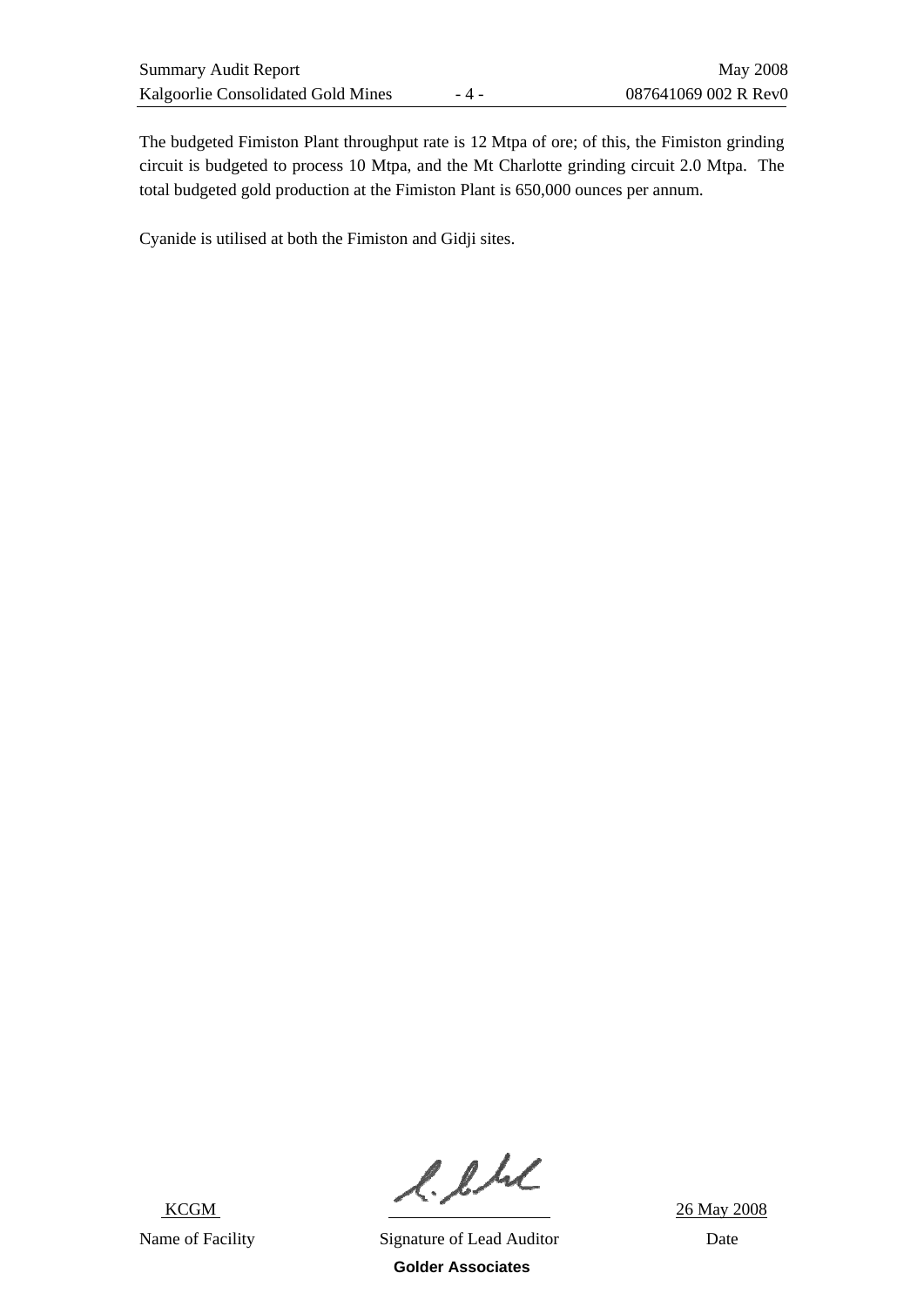The budgeted Fimiston Plant throughput rate is 12 Mtpa of ore; of this, the Fimiston grinding circuit is budgeted to process 10 Mtpa, and the Mt Charlotte grinding circuit 2.0 Mtpa. The total budgeted gold production at the Fimiston Plant is 650,000 ounces per annum.

Cyanide is utilised at both the Fimiston and Gidji sites.

| KCGM | | 26 May 2008 |
|---|---|---|
| Name of Facility | Signature of Lead Auditor | Date |

**Golder Associates**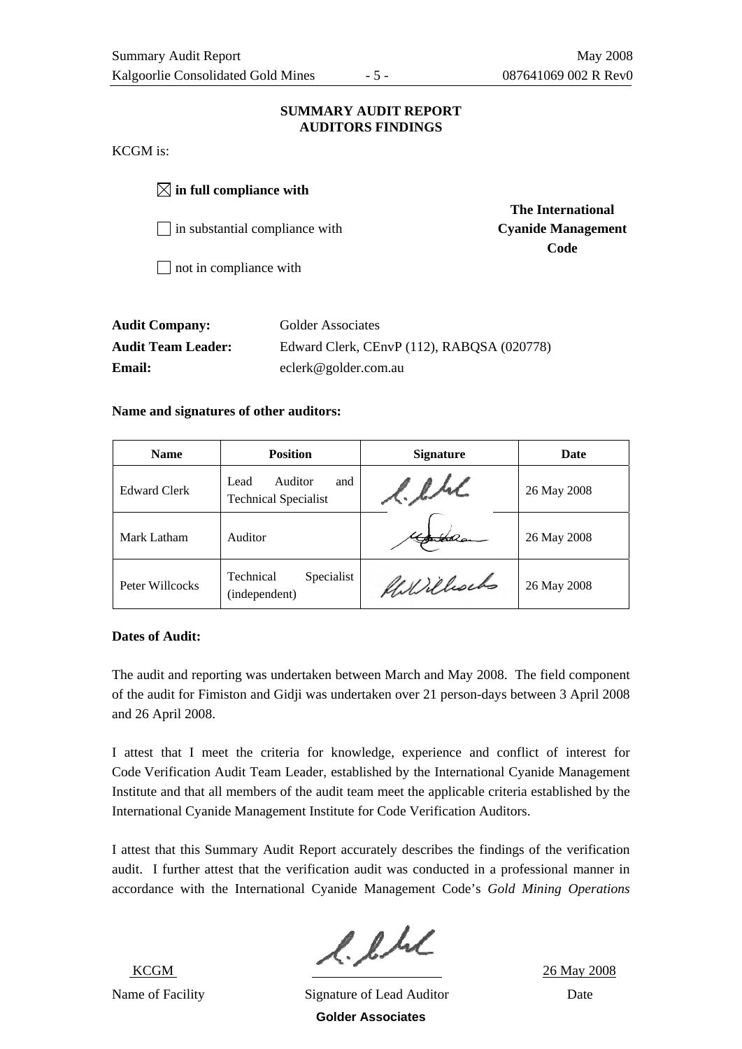**SUMMARY AUDIT REPORT**
**AUDITORS FINDINGS**

KCGM is:

☒ **in full compliance with**

☐ in substantial compliance with

☐ not in compliance with

**The International Cyanide Management Code**

**Audit Company:** Golder Associates
**Audit Team Leader:** Edward Clerk, CEnvP (112), RABQSA (020778)
**Email:** eclerk@golder.com.au

**Name and signatures of other auditors:**

| Name | Position | Signature | Date |
|---|---|---|---|
| Edward Clerk | Lead Auditor and Technical Specialist | | 26 May 2008 |
| Mark Latham | Auditor | | 26 May 2008 |
| Peter Willcocks | Technical Specialist (independent) | | 26 May 2008 |

**Dates of Audit:**

The audit and reporting was undertaken between March and May 2008. The field component of the audit for Fimiston and Gidji was undertaken over 21 person-days between 3 April 2008 and 26 April 2008.

I attest that I meet the criteria for knowledge, experience and conflict of interest for Code Verification Audit Team Leader, established by the International Cyanide Management Institute and that all members of the audit team meet the applicable criteria established by the International Cyanide Management Institute for Code Verification Auditors.

I attest that this Summary Audit Report accurately describes the findings of the verification audit. I further attest that the verification audit was conducted in a professional manner in accordance with the International Cyanide Management Code's *Gold Mining Operations*

| KCGM | | 26 May 2008 |
|---|---|---|
| Name of Facility | Signature of Lead Auditor | Date |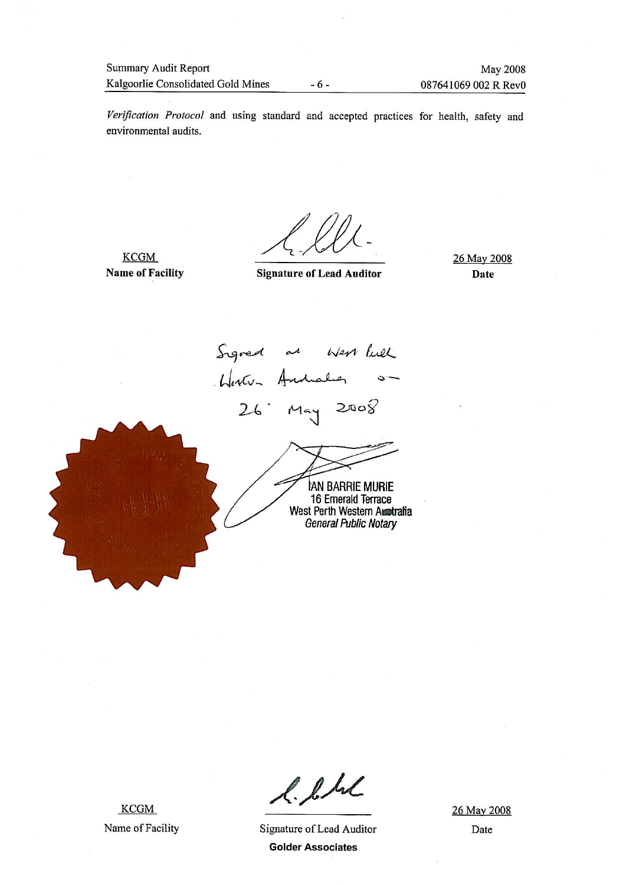*Verification Protocol* and using standard and accepted practices for health, safety and environmental audits.

| KCGM | | 26 May 2008 |
|---|---|---|
| **Name of Facility** | **Signature of Lead Auditor** | **Date** |

Signed at West Perth Western Australia on 26 May 2008

IAN BARRIE MURIE
16 Emerald Terrace
West Perth Western Australia
*General Public Notary*

| KCGM | | 26 May 2008 |
|---|---|---|
| Name of Facility | Signature of Lead Auditor | Date |
| | **Golder Associates** | |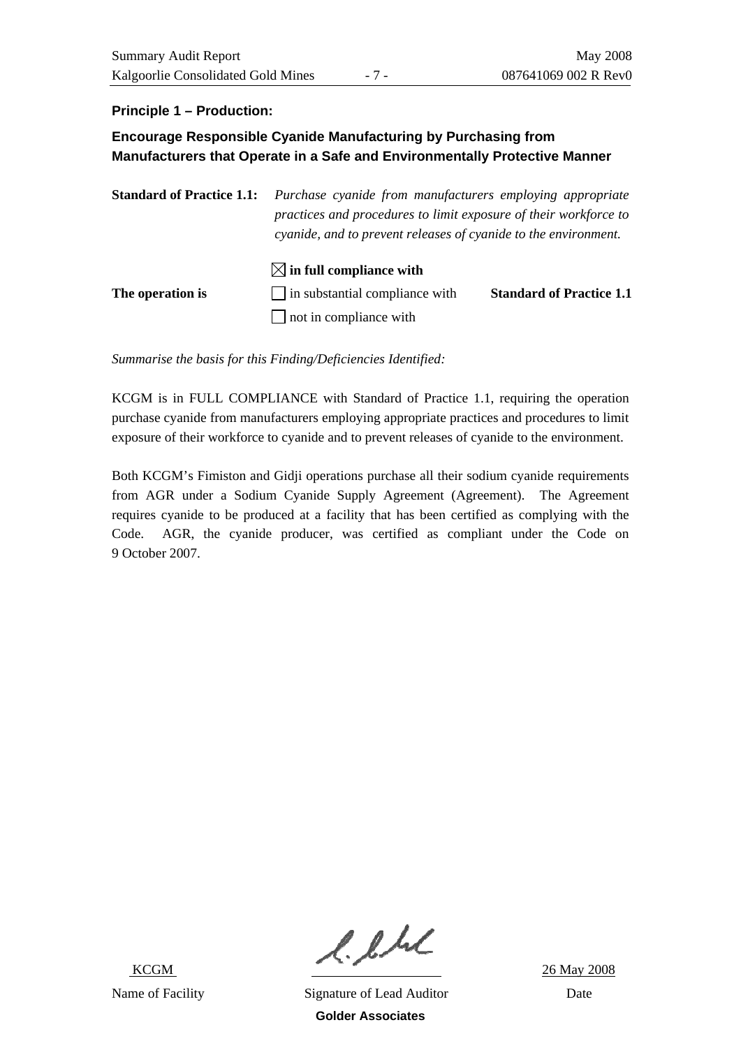**Principle 1 – Production:**

**Encourage Responsible Cyanide Manufacturing by Purchasing from Manufacturers that Operate in a Safe and Environmentally Protective Manner**

**Standard of Practice 1.1:** *Purchase cyanide from manufacturers employing appropriate practices and procedures to limit exposure of their workforce to cyanide, and to prevent releases of cyanide to the environment.*

| | | |
|---|---|---|
| | ☒ **in full compliance with** | |
| **The operation is** | ☐ in substantial compliance with | **Standard of Practice 1.1** |
| | ☐ not in compliance with | |

*Summarise the basis for this Finding/Deficiencies Identified:*

KCGM is in FULL COMPLIANCE with Standard of Practice 1.1, requiring the operation purchase cyanide from manufacturers employing appropriate practices and procedures to limit exposure of their workforce to cyanide and to prevent releases of cyanide to the environment.

Both KCGM's Fimiston and Gidji operations purchase all their sodium cyanide requirements from AGR under a Sodium Cyanide Supply Agreement (Agreement). The Agreement requires cyanide to be produced at a facility that has been certified as complying with the Code. AGR, the cyanide producer, was certified as compliant under the Code on 9 October 2007.

| KCGM | [signature] | 26 May 2008 |
|---|---|---|
| Name of Facility | Signature of Lead Auditor | Date |

**Golder Associates**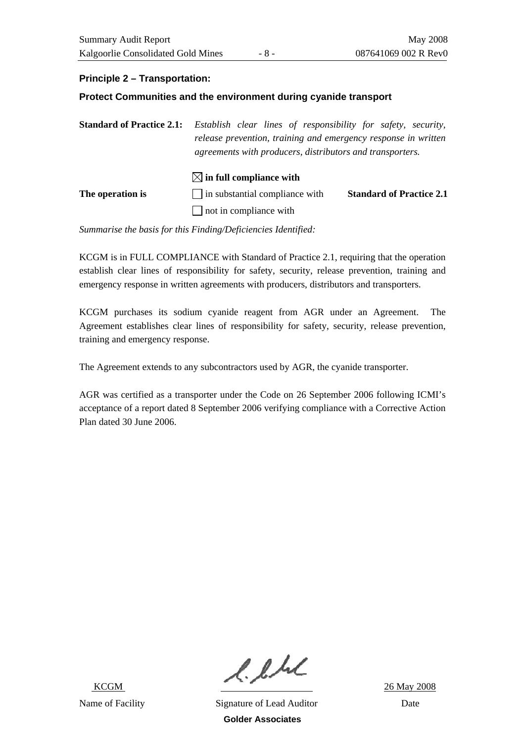**Principle 2 – Transportation:**

**Protect Communities and the environment during cyanide transport**

**Standard of Practice 2.1:** *Establish clear lines of responsibility for safety, security, release prevention, training and emergency response in written agreements with producers, distributors and transporters.*

| | | |
|---|---|---|
| | ☒ **in full compliance with** | |
| **The operation is** | ☐ in substantial compliance with | **Standard of Practice 2.1** |
| | ☐ not in compliance with | |

*Summarise the basis for this Finding/Deficiencies Identified:*

KCGM is in FULL COMPLIANCE with Standard of Practice 2.1, requiring that the operation establish clear lines of responsibility for safety, security, release prevention, training and emergency response in written agreements with producers, distributors and transporters.

KCGM purchases its sodium cyanide reagent from AGR under an Agreement. The Agreement establishes clear lines of responsibility for safety, security, release prevention, training and emergency response.

The Agreement extends to any subcontractors used by AGR, the cyanide transporter.

AGR was certified as a transporter under the Code on 26 September 2006 following ICMI's acceptance of a report dated 8 September 2006 verifying compliance with a Corrective Action Plan dated 30 June 2006.

| KCGM | | 26 May 2008 |
|---|---|---|
| Name of Facility | Signature of Lead Auditor | Date |

**Golder Associates**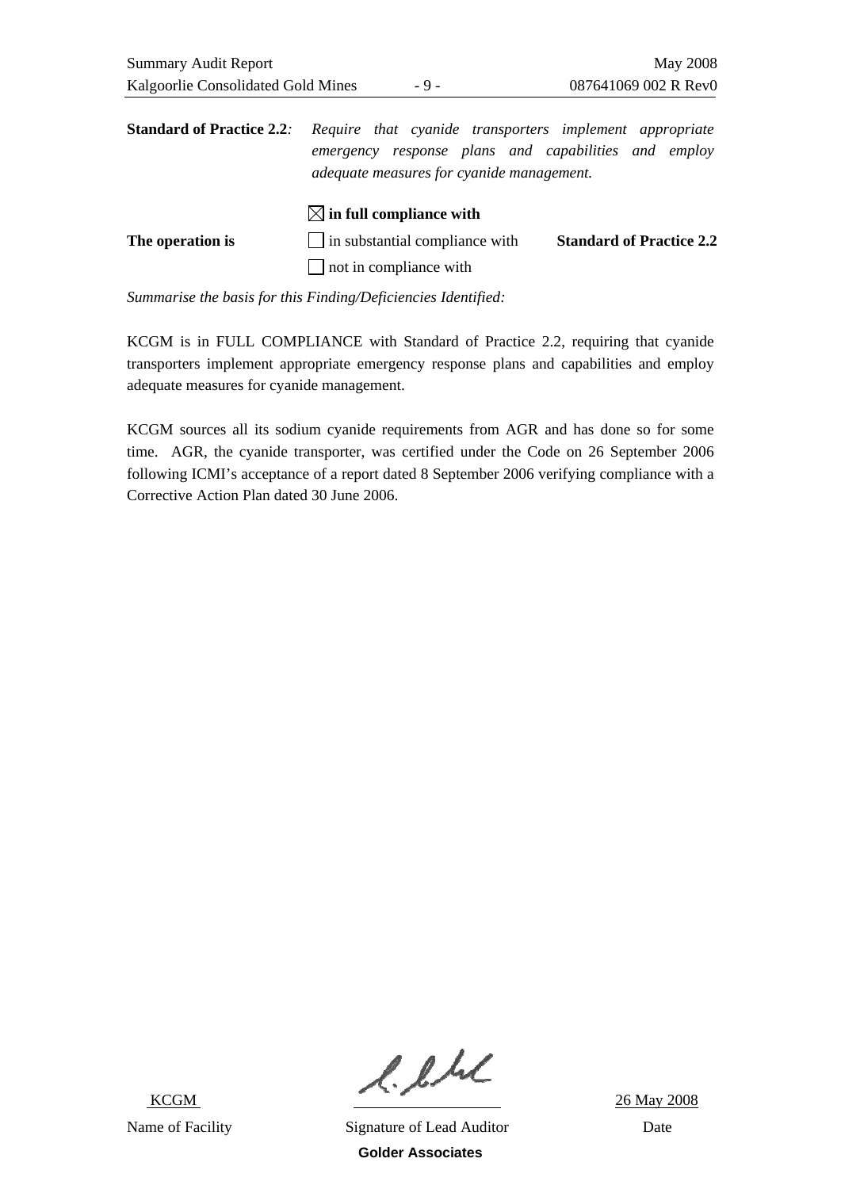**Standard of Practice 2.2**: *Require that cyanide transporters implement appropriate emergency response plans and capabilities and employ adequate measures for cyanide management.*

**The operation is**

☒ **in full compliance with**

☐ in substantial compliance with

☐ not in compliance with

**Standard of Practice 2.2**

*Summarise the basis for this Finding/Deficiencies Identified:*

KCGM is in FULL COMPLIANCE with Standard of Practice 2.2, requiring that cyanide transporters implement appropriate emergency response plans and capabilities and employ adequate measures for cyanide management.

KCGM sources all its sodium cyanide requirements from AGR and has done so for some time. AGR, the cyanide transporter, was certified under the Code on 26 September 2006 following ICMI's acceptance of a report dated 8 September 2006 verifying compliance with a Corrective Action Plan dated 30 June 2006.

| KCGM | | 26 May 2008 |
|---|---|---|
| Name of Facility | Signature of Lead Auditor | Date |

**Golder Associates**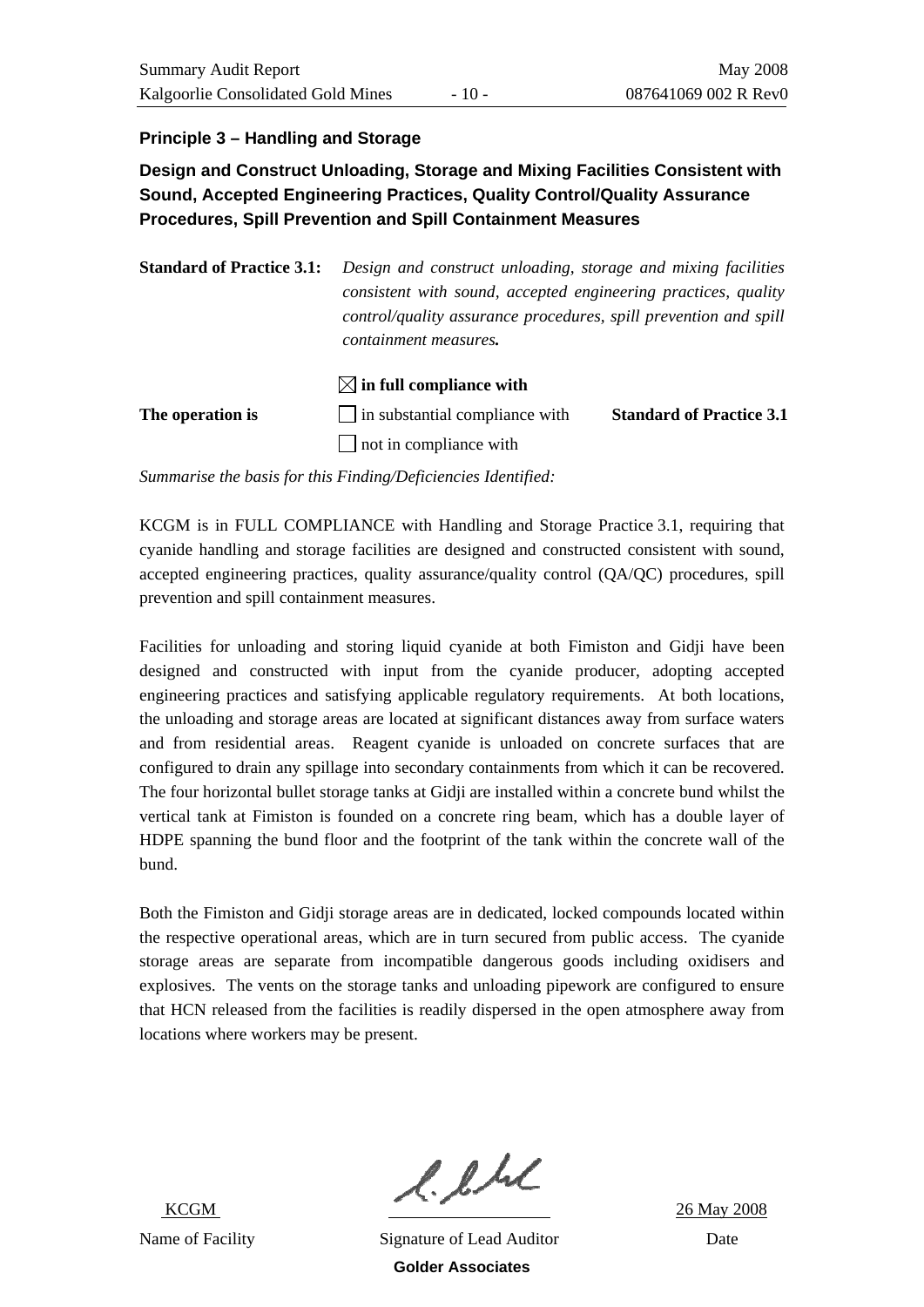**Principle 3 – Handling and Storage**

**Design and Construct Unloading, Storage and Mixing Facilities Consistent with Sound, Accepted Engineering Practices, Quality Control/Quality Assurance Procedures, Spill Prevention and Spill Containment Measures**

**Standard of Practice 3.1:** *Design and construct unloading, storage and mixing facilities consistent with sound, accepted engineering practices, quality control/quality assurance procedures, spill prevention and spill containment measures.*

**The operation is**

- ☒ **in full compliance with**
- ☐ in substantial compliance with
- ☐ not in compliance with

**Standard of Practice 3.1**

*Summarise the basis for this Finding/Deficiencies Identified:*

KCGM is in FULL COMPLIANCE with Handling and Storage Practice 3.1, requiring that cyanide handling and storage facilities are designed and constructed consistent with sound, accepted engineering practices, quality assurance/quality control (QA/QC) procedures, spill prevention and spill containment measures.

Facilities for unloading and storing liquid cyanide at both Fimiston and Gidji have been designed and constructed with input from the cyanide producer, adopting accepted engineering practices and satisfying applicable regulatory requirements. At both locations, the unloading and storage areas are located at significant distances away from surface waters and from residential areas. Reagent cyanide is unloaded on concrete surfaces that are configured to drain any spillage into secondary containments from which it can be recovered. The four horizontal bullet storage tanks at Gidji are installed within a concrete bund whilst the vertical tank at Fimiston is founded on a concrete ring beam, which has a double layer of HDPE spanning the bund floor and the footprint of the tank within the concrete wall of the bund.

Both the Fimiston and Gidji storage areas are in dedicated, locked compounds located within the respective operational areas, which are in turn secured from public access. The cyanide storage areas are separate from incompatible dangerous goods including oxidisers and explosives. The vents on the storage tanks and unloading pipework are configured to ensure that HCN released from the facilities is readily dispersed in the open atmosphere away from locations where workers may be present.

| KCGM | [signature] | 26 May 2008 |
|---|---|---|
| Name of Facility | Signature of Lead Auditor | Date |

**Golder Associates**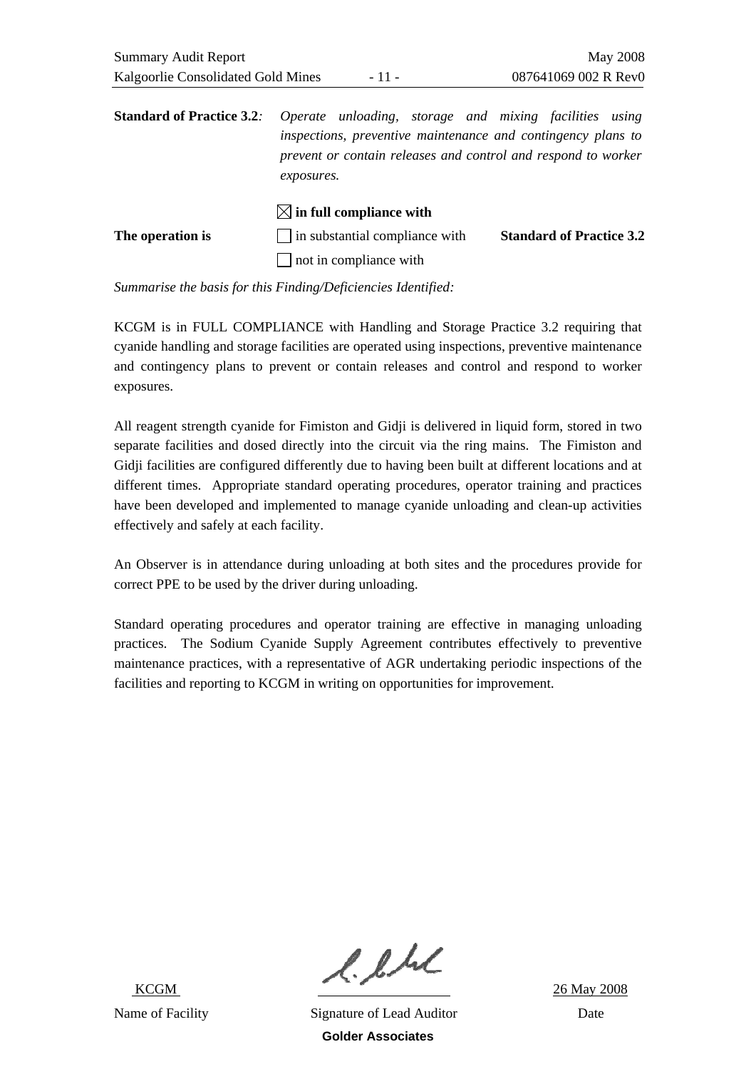**Standard of Practice 3.2**: *Operate unloading, storage and mixing facilities using inspections, preventive maintenance and contingency plans to prevent or contain releases and control and respond to worker exposures.*

| The operation is | | |
|---|---|---|
| | ☒ **in full compliance with** | |
| | ☐ in substantial compliance with | **Standard of Practice 3.2** |
| | ☐ not in compliance with | |

*Summarise the basis for this Finding/Deficiencies Identified:*

KCGM is in FULL COMPLIANCE with Handling and Storage Practice 3.2 requiring that cyanide handling and storage facilities are operated using inspections, preventive maintenance and contingency plans to prevent or contain releases and control and respond to worker exposures.

All reagent strength cyanide for Fimiston and Gidji is delivered in liquid form, stored in two separate facilities and dosed directly into the circuit via the ring mains. The Fimiston and Gidji facilities are configured differently due to having been built at different locations and at different times. Appropriate standard operating procedures, operator training and practices have been developed and implemented to manage cyanide unloading and clean-up activities effectively and safely at each facility.

An Observer is in attendance during unloading at both sites and the procedures provide for correct PPE to be used by the driver during unloading.

Standard operating procedures and operator training are effective in managing unloading practices. The Sodium Cyanide Supply Agreement contributes effectively to preventive maintenance practices, with a representative of AGR undertaking periodic inspections of the facilities and reporting to KCGM in writing on opportunities for improvement.

| KCGM | [signature] | 26 May 2008 |
|---|---|---|
| Name of Facility | Signature of Lead Auditor | Date |

**Golder Associates**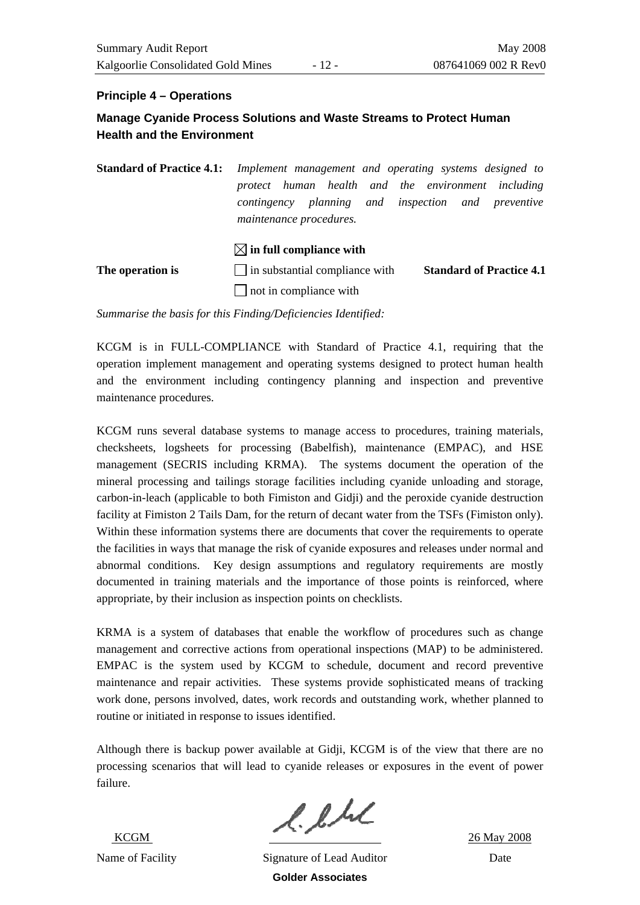## Principle 4 – Operations

### Manage Cyanide Process Solutions and Waste Streams to Protect Human Health and the Environment

**Standard of Practice 4.1:** *Implement management and operating systems designed to protect human health and the environment including contingency planning and inspection and preventive maintenance procedures.*

**The operation is**

☒ **in full compliance with**

☐ in substantial compliance with **Standard of Practice 4.1**

☐ not in compliance with

*Summarise the basis for this Finding/Deficiencies Identified:*

KCGM is in FULL-COMPLIANCE with Standard of Practice 4.1, requiring that the operation implement management and operating systems designed to protect human health and the environment including contingency planning and inspection and preventive maintenance procedures.

KCGM runs several database systems to manage access to procedures, training materials, checksheets, logsheets for processing (Babelfish), maintenance (EMPAC), and HSE management (SECRIS including KRMA). The systems document the operation of the mineral processing and tailings storage facilities including cyanide unloading and storage, carbon-in-leach (applicable to both Fimiston and Gidji) and the peroxide cyanide destruction facility at Fimiston 2 Tails Dam, for the return of decant water from the TSFs (Fimiston only). Within these information systems there are documents that cover the requirements to operate the facilities in ways that manage the risk of cyanide exposures and releases under normal and abnormal conditions. Key design assumptions and regulatory requirements are mostly documented in training materials and the importance of those points is reinforced, where appropriate, by their inclusion as inspection points on checklists.

KRMA is a system of databases that enable the workflow of procedures such as change management and corrective actions from operational inspections (MAP) to be administered. EMPAC is the system used by KCGM to schedule, document and record preventive maintenance and repair activities. These systems provide sophisticated means of tracking work done, persons involved, dates, work records and outstanding work, whether planned to routine or initiated in response to issues identified.

Although there is backup power available at Gidji, KCGM is of the view that there are no processing scenarios that will lead to cyanide releases or exposures in the event of power failure.

| KCGM | [signature] | 26 May 2008 |
|---|---|---|
| Name of Facility | Signature of Lead Auditor | Date |

**Golder Associates**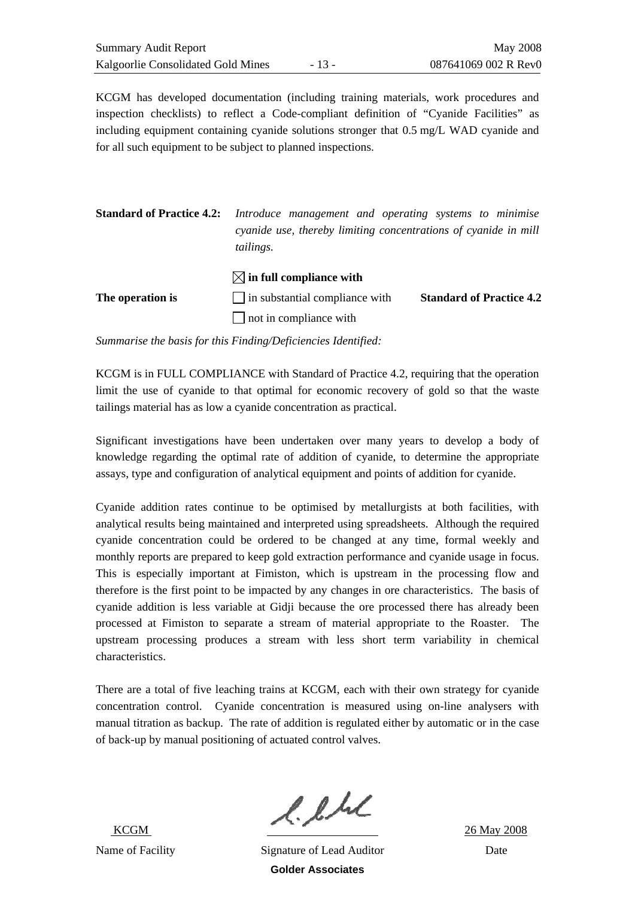KCGM has developed documentation (including training materials, work procedures and inspection checklists) to reflect a Code-compliant definition of "Cyanide Facilities" as including equipment containing cyanide solutions stronger that 0.5 mg/L WAD cyanide and for all such equipment to be subject to planned inspections.

**Standard of Practice 4.2:** *Introduce management and operating systems to minimise cyanide use, thereby limiting concentrations of cyanide in mill tailings.*

**The operation is**

☒ **in full compliance with**

☐ in substantial compliance with

☐ not in compliance with

**Standard of Practice 4.2**

*Summarise the basis for this Finding/Deficiencies Identified:*

KCGM is in FULL COMPLIANCE with Standard of Practice 4.2, requiring that the operation limit the use of cyanide to that optimal for economic recovery of gold so that the waste tailings material has as low a cyanide concentration as practical.

Significant investigations have been undertaken over many years to develop a body of knowledge regarding the optimal rate of addition of cyanide, to determine the appropriate assays, type and configuration of analytical equipment and points of addition for cyanide.

Cyanide addition rates continue to be optimised by metallurgists at both facilities, with analytical results being maintained and interpreted using spreadsheets. Although the required cyanide concentration could be ordered to be changed at any time, formal weekly and monthly reports are prepared to keep gold extraction performance and cyanide usage in focus. This is especially important at Fimiston, which is upstream in the processing flow and therefore is the first point to be impacted by any changes in ore characteristics. The basis of cyanide addition is less variable at Gidji because the ore processed there has already been processed at Fimiston to separate a stream of material appropriate to the Roaster. The upstream processing produces a stream with less short term variability in chemical characteristics.

There are a total of five leaching trains at KCGM, each with their own strategy for cyanide concentration control. Cyanide concentration is measured using on-line analysers with manual titration as backup. The rate of addition is regulated either by automatic or in the case of back-up by manual positioning of actuated control valves.

| KCGM | *(signature)* | 26 May 2008 |
|---|---|---|
| Name of Facility | Signature of Lead Auditor | Date |

**Golder Associates**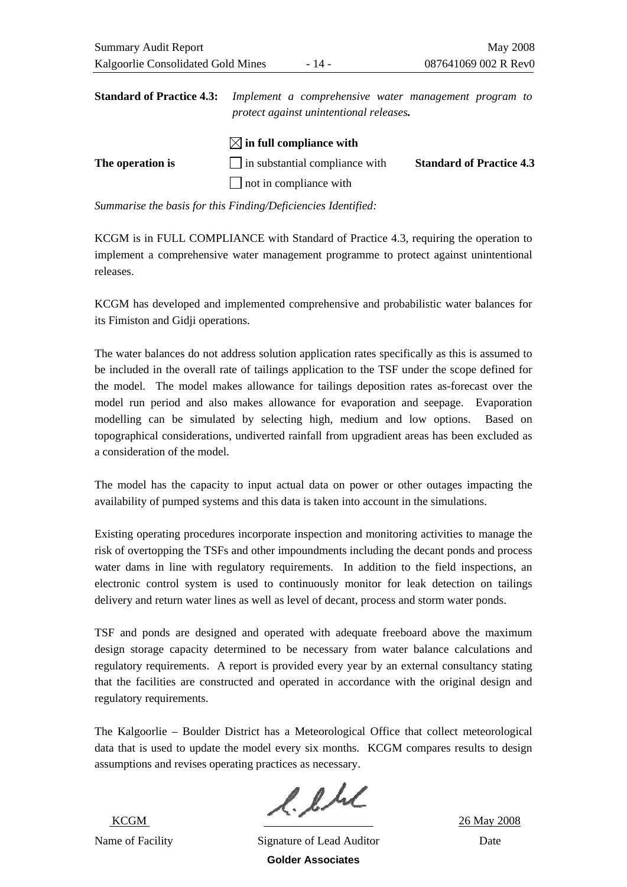**Standard of Practice 4.3:** *Implement a comprehensive water management program to protect against unintentional releases.*

| | | |
|---|---|---|
| | ☒ **in full compliance with** | |
| **The operation is** | ☐ in substantial compliance with | **Standard of Practice 4.3** |
| | ☐ not in compliance with | |

*Summarise the basis for this Finding/Deficiencies Identified:*

KCGM is in FULL COMPLIANCE with Standard of Practice 4.3, requiring the operation to implement a comprehensive water management programme to protect against unintentional releases.

KCGM has developed and implemented comprehensive and probabilistic water balances for its Fimiston and Gidji operations.

The water balances do not address solution application rates specifically as this is assumed to be included in the overall rate of tailings application to the TSF under the scope defined for the model. The model makes allowance for tailings deposition rates as-forecast over the model run period and also makes allowance for evaporation and seepage. Evaporation modelling can be simulated by selecting high, medium and low options. Based on topographical considerations, undiverted rainfall from upgradient areas has been excluded as a consideration of the model.

The model has the capacity to input actual data on power or other outages impacting the availability of pumped systems and this data is taken into account in the simulations.

Existing operating procedures incorporate inspection and monitoring activities to manage the risk of overtopping the TSFs and other impoundments including the decant ponds and process water dams in line with regulatory requirements. In addition to the field inspections, an electronic control system is used to continuously monitor for leak detection on tailings delivery and return water lines as well as level of decant, process and storm water ponds.

TSF and ponds are designed and operated with adequate freeboard above the maximum design storage capacity determined to be necessary from water balance calculations and regulatory requirements. A report is provided every year by an external consultancy stating that the facilities are constructed and operated in accordance with the original design and regulatory requirements.

The Kalgoorlie – Boulder District has a Meteorological Office that collect meteorological data that is used to update the model every six months. KCGM compares results to design assumptions and revises operating practices as necessary.

| KCGM | [signature] | 26 May 2008 |
|---|---|---|
| Name of Facility | Signature of Lead Auditor | Date |

**Golder Associates**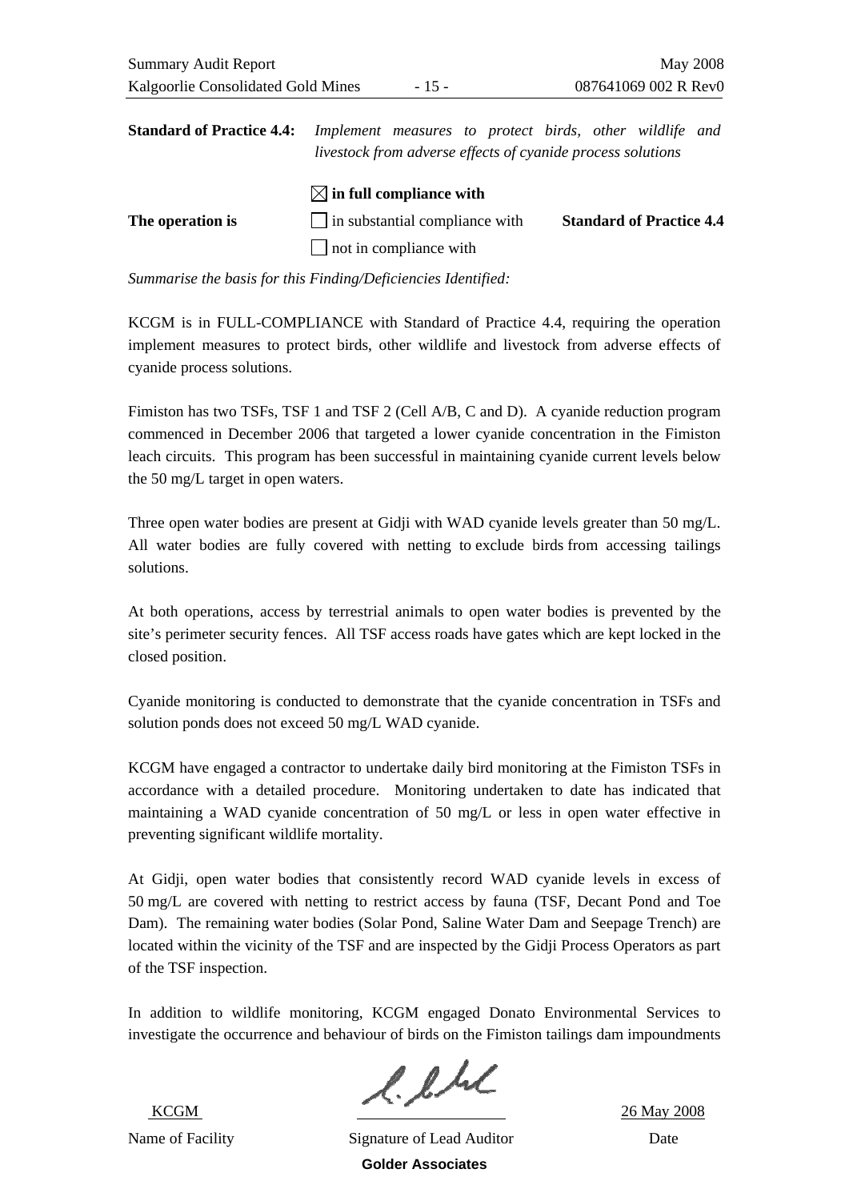**Standard of Practice 4.4:** *Implement measures to protect birds, other wildlife and livestock from adverse effects of cyanide process solutions*

**The operation is**

- ☒ **in full compliance with**
- ☐ in substantial compliance with
- ☐ not in compliance with

**Standard of Practice 4.4**

*Summarise the basis for this Finding/Deficiencies Identified:*

KCGM is in FULL-COMPLIANCE with Standard of Practice 4.4, requiring the operation implement measures to protect birds, other wildlife and livestock from adverse effects of cyanide process solutions.

Fimiston has two TSFs, TSF 1 and TSF 2 (Cell A/B, C and D). A cyanide reduction program commenced in December 2006 that targeted a lower cyanide concentration in the Fimiston leach circuits. This program has been successful in maintaining cyanide current levels below the 50 mg/L target in open waters.

Three open water bodies are present at Gidji with WAD cyanide levels greater than 50 mg/L. All water bodies are fully covered with netting to exclude birds from accessing tailings solutions.

At both operations, access by terrestrial animals to open water bodies is prevented by the site's perimeter security fences. All TSF access roads have gates which are kept locked in the closed position.

Cyanide monitoring is conducted to demonstrate that the cyanide concentration in TSFs and solution ponds does not exceed 50 mg/L WAD cyanide.

KCGM have engaged a contractor to undertake daily bird monitoring at the Fimiston TSFs in accordance with a detailed procedure. Monitoring undertaken to date has indicated that maintaining a WAD cyanide concentration of 50 mg/L or less in open water effective in preventing significant wildlife mortality.

At Gidji, open water bodies that consistently record WAD cyanide levels in excess of 50 mg/L are covered with netting to restrict access by fauna (TSF, Decant Pond and Toe Dam). The remaining water bodies (Solar Pond, Saline Water Dam and Seepage Trench) are located within the vicinity of the TSF and are inspected by the Gidji Process Operators as part of the TSF inspection.

In addition to wildlife monitoring, KCGM engaged Donato Environmental Services to investigate the occurrence and behaviour of birds on the Fimiston tailings dam impoundments

| KCGM | [Signature] | 26 May 2008 |
|---|---|---|
| Name of Facility | Signature of Lead Auditor | Date |

**Golder Associates**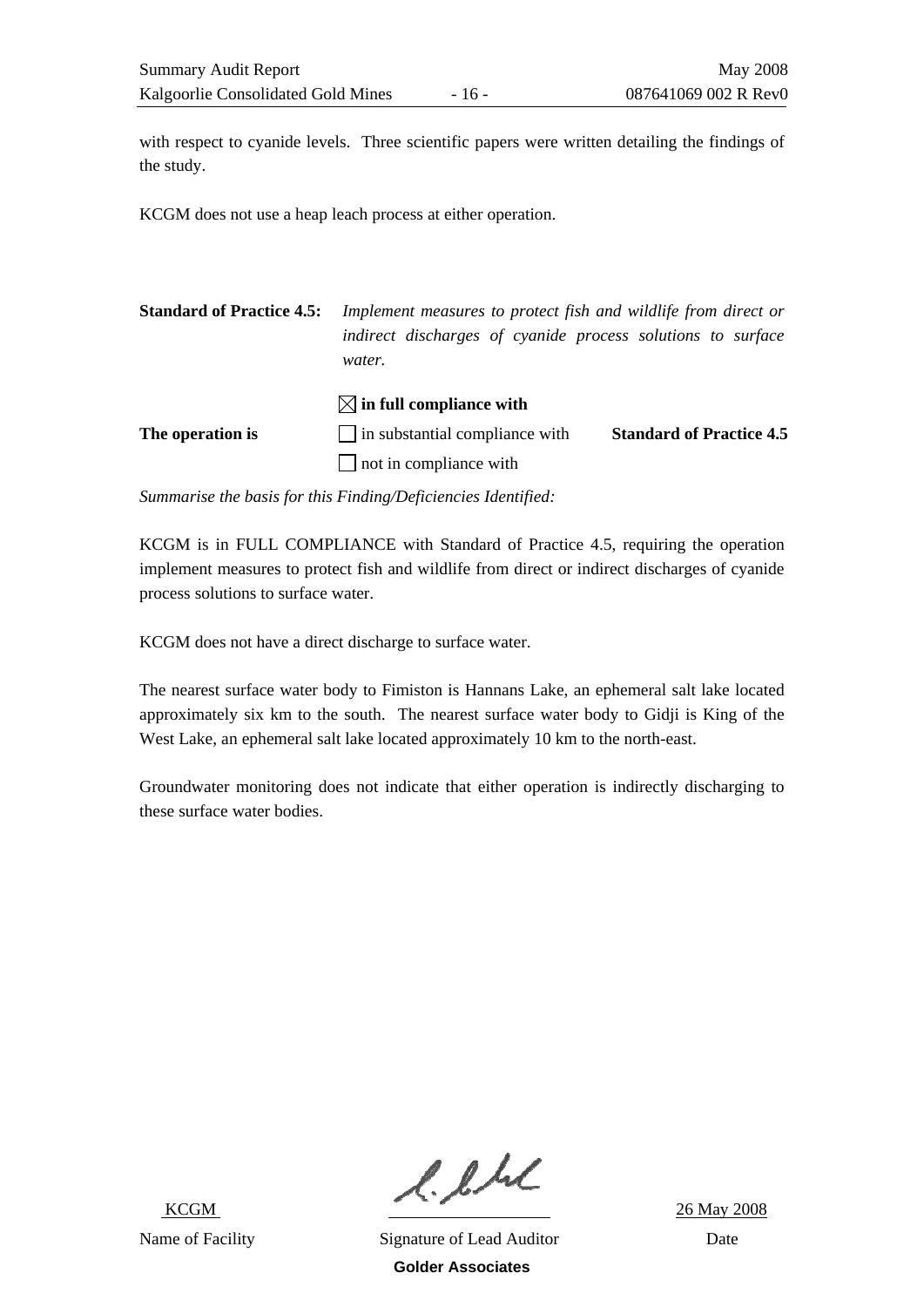with respect to cyanide levels. Three scientific papers were written detailing the findings of the study.

KCGM does not use a heap leach process at either operation.

**Standard of Practice 4.5:** *Implement measures to protect fish and wildlife from direct or indirect discharges of cyanide process solutions to surface water.*

**The operation is**

☒ **in full compliance with**

☐ in substantial compliance with

☐ not in compliance with

**Standard of Practice 4.5**

*Summarise the basis for this Finding/Deficiencies Identified:*

KCGM is in FULL COMPLIANCE with Standard of Practice 4.5, requiring the operation implement measures to protect fish and wildlife from direct or indirect discharges of cyanide process solutions to surface water.

KCGM does not have a direct discharge to surface water.

The nearest surface water body to Fimiston is Hannans Lake, an ephemeral salt lake located approximately six km to the south. The nearest surface water body to Gidji is King of the West Lake, an ephemeral salt lake located approximately 10 km to the north-east.

Groundwater monitoring does not indicate that either operation is indirectly discharging to these surface water bodies.

| KCGM | | 26 May 2008 |
|---|---|---|
| Name of Facility | Signature of Lead Auditor | Date |

**Golder Associates**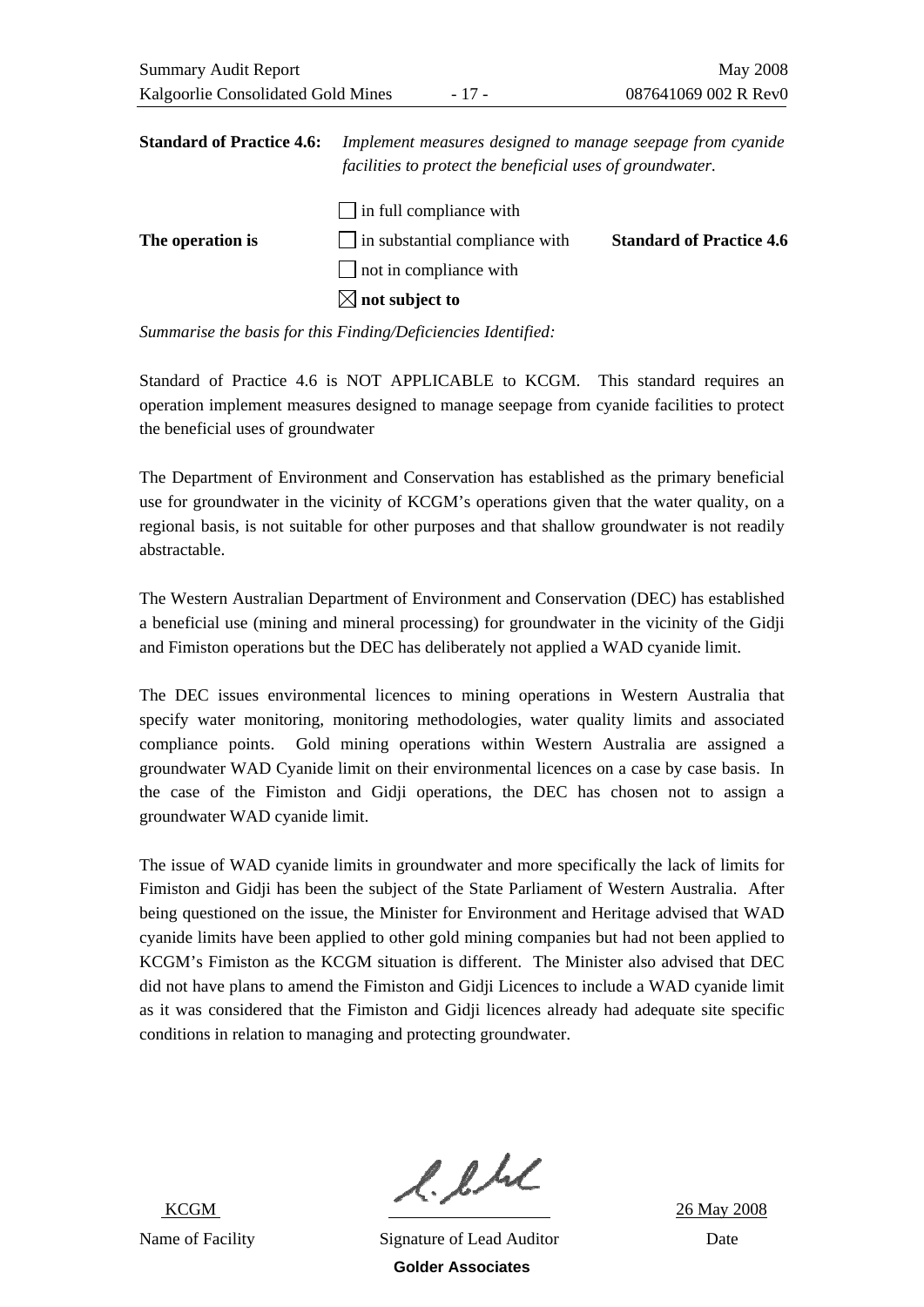**Standard of Practice 4.6:** *Implement measures designed to manage seepage from cyanide facilities to protect the beneficial uses of groundwater.*

**The operation is**

- ☐ in full compliance with
- ☐ in substantial compliance with
- ☐ not in compliance with
- ☒ **not subject to**

**Standard of Practice 4.6**

*Summarise the basis for this Finding/Deficiencies Identified:*

Standard of Practice 4.6 is NOT APPLICABLE to KCGM. This standard requires an operation implement measures designed to manage seepage from cyanide facilities to protect the beneficial uses of groundwater

The Department of Environment and Conservation has established as the primary beneficial use for groundwater in the vicinity of KCGM's operations given that the water quality, on a regional basis, is not suitable for other purposes and that shallow groundwater is not readily abstractable.

The Western Australian Department of Environment and Conservation (DEC) has established a beneficial use (mining and mineral processing) for groundwater in the vicinity of the Gidji and Fimiston operations but the DEC has deliberately not applied a WAD cyanide limit.

The DEC issues environmental licences to mining operations in Western Australia that specify water monitoring, monitoring methodologies, water quality limits and associated compliance points. Gold mining operations within Western Australia are assigned a groundwater WAD Cyanide limit on their environmental licences on a case by case basis. In the case of the Fimiston and Gidji operations, the DEC has chosen not to assign a groundwater WAD cyanide limit.

The issue of WAD cyanide limits in groundwater and more specifically the lack of limits for Fimiston and Gidji has been the subject of the State Parliament of Western Australia. After being questioned on the issue, the Minister for Environment and Heritage advised that WAD cyanide limits have been applied to other gold mining companies but had not been applied to KCGM's Fimiston as the KCGM situation is different. The Minister also advised that DEC did not have plans to amend the Fimiston and Gidji Licences to include a WAD cyanide limit as it was considered that the Fimiston and Gidji licences already had adequate site specific conditions in relation to managing and protecting groundwater.

| KCGM | | 26 May 2008 |
|---|---|---|
| Name of Facility | Signature of Lead Auditor | Date |

**Golder Associates**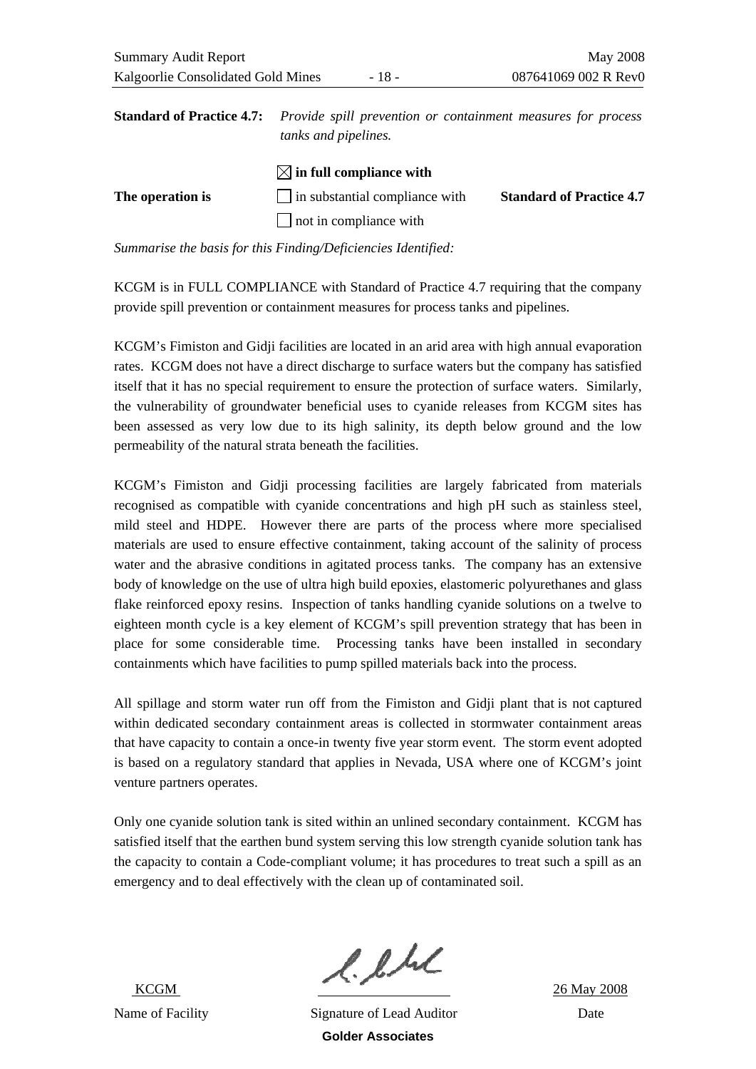**Standard of Practice 4.7:** *Provide spill prevention or containment measures for process tanks and pipelines.*

| | | |
|---|---|---|
| | ☒ **in full compliance with** | |
| **The operation is** | ☐ in substantial compliance with | **Standard of Practice 4.7** |
| | ☐ not in compliance with | |

*Summarise the basis for this Finding/Deficiencies Identified:*

KCGM is in FULL COMPLIANCE with Standard of Practice 4.7 requiring that the company provide spill prevention or containment measures for process tanks and pipelines.

KCGM's Fimiston and Gidji facilities are located in an arid area with high annual evaporation rates. KCGM does not have a direct discharge to surface waters but the company has satisfied itself that it has no special requirement to ensure the protection of surface waters. Similarly, the vulnerability of groundwater beneficial uses to cyanide releases from KCGM sites has been assessed as very low due to its high salinity, its depth below ground and the low permeability of the natural strata beneath the facilities.

KCGM's Fimiston and Gidji processing facilities are largely fabricated from materials recognised as compatible with cyanide concentrations and high pH such as stainless steel, mild steel and HDPE. However there are parts of the process where more specialised materials are used to ensure effective containment, taking account of the salinity of process water and the abrasive conditions in agitated process tanks. The company has an extensive body of knowledge on the use of ultra high build epoxies, elastomeric polyurethanes and glass flake reinforced epoxy resins. Inspection of tanks handling cyanide solutions on a twelve to eighteen month cycle is a key element of KCGM's spill prevention strategy that has been in place for some considerable time. Processing tanks have been installed in secondary containments which have facilities to pump spilled materials back into the process.

All spillage and storm water run off from the Fimiston and Gidji plant that is not captured within dedicated secondary containment areas is collected in stormwater containment areas that have capacity to contain a once-in twenty five year storm event. The storm event adopted is based on a regulatory standard that applies in Nevada, USA where one of KCGM's joint venture partners operates.

Only one cyanide solution tank is sited within an unlined secondary containment. KCGM has satisfied itself that the earthen bund system serving this low strength cyanide solution tank has the capacity to contain a Code-compliant volume; it has procedures to treat such a spill as an emergency and to deal effectively with the clean up of contaminated soil.

| KCGM | [signature] | 26 May 2008 |
|---|---|---|
| Name of Facility | Signature of Lead Auditor | Date |

**Golder Associates**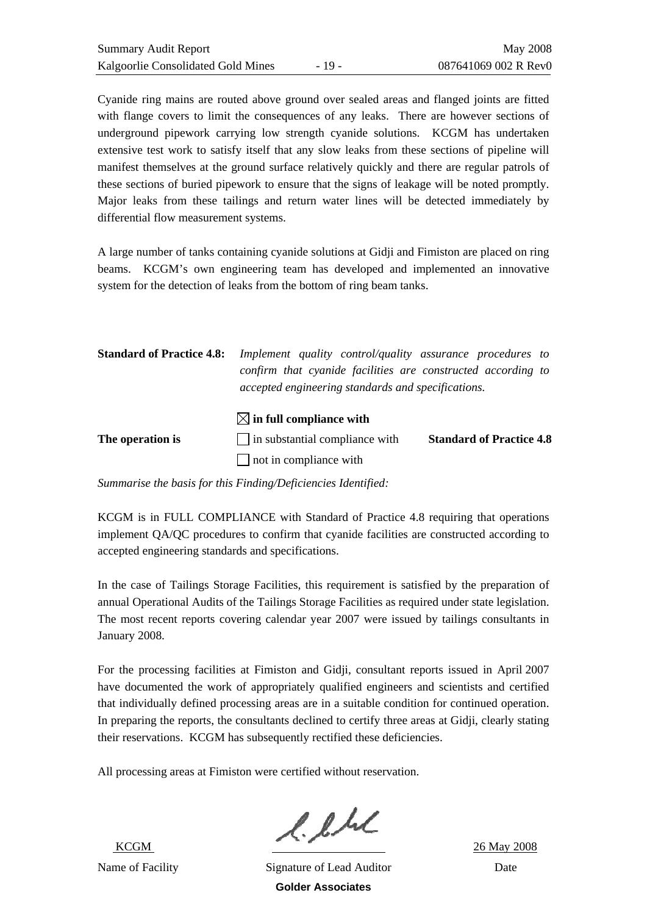Cyanide ring mains are routed above ground over sealed areas and flanged joints are fitted with flange covers to limit the consequences of any leaks. There are however sections of underground pipework carrying low strength cyanide solutions. KCGM has undertaken extensive test work to satisfy itself that any slow leaks from these sections of pipeline will manifest themselves at the ground surface relatively quickly and there are regular patrols of these sections of buried pipework to ensure that the signs of leakage will be noted promptly. Major leaks from these tailings and return water lines will be detected immediately by differential flow measurement systems.

A large number of tanks containing cyanide solutions at Gidji and Fimiston are placed on ring beams. KCGM's own engineering team has developed and implemented an innovative system for the detection of leaks from the bottom of ring beam tanks.

**Standard of Practice 4.8:** *Implement quality control/quality assurance procedures to confirm that cyanide facilities are constructed according to accepted engineering standards and specifications.*

**The operation is**

- ☒ **in full compliance with**
- ☐ in substantial compliance with
- ☐ not in compliance with

**Standard of Practice 4.8**

*Summarise the basis for this Finding/Deficiencies Identified:*

KCGM is in FULL COMPLIANCE with Standard of Practice 4.8 requiring that operations implement QA/QC procedures to confirm that cyanide facilities are constructed according to accepted engineering standards and specifications.

In the case of Tailings Storage Facilities, this requirement is satisfied by the preparation of annual Operational Audits of the Tailings Storage Facilities as required under state legislation. The most recent reports covering calendar year 2007 were issued by tailings consultants in January 2008.

For the processing facilities at Fimiston and Gidji, consultant reports issued in April 2007 have documented the work of appropriately qualified engineers and scientists and certified that individually defined processing areas are in a suitable condition for continued operation. In preparing the reports, the consultants declined to certify three areas at Gidji, clearly stating their reservations. KCGM has subsequently rectified these deficiencies.

All processing areas at Fimiston were certified without reservation.

| KCGM | [signature] | 26 May 2008 |
|---|---|---|
| Name of Facility | Signature of Lead Auditor | Date |

**Golder Associates**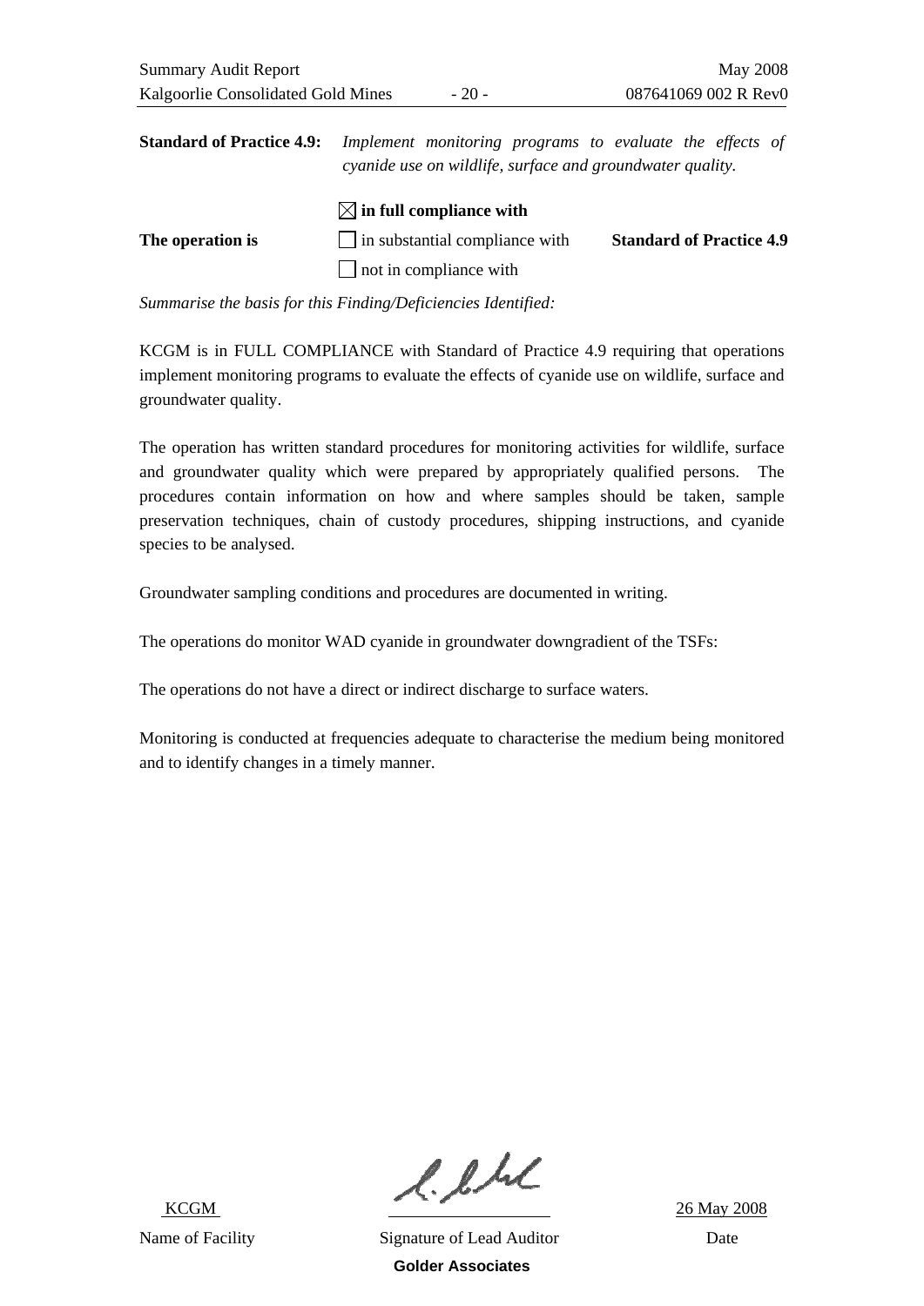**Standard of Practice 4.9:** *Implement monitoring programs to evaluate the effects of cyanide use on wildlife, surface and groundwater quality.*

| | | |
|---|---|---|
| | ☒ **in full compliance with** | |
| **The operation is** | ☐ in substantial compliance with | **Standard of Practice 4.9** |
| | ☐ not in compliance with | |

*Summarise the basis for this Finding/Deficiencies Identified:*

KCGM is in FULL COMPLIANCE with Standard of Practice 4.9 requiring that operations implement monitoring programs to evaluate the effects of cyanide use on wildlife, surface and groundwater quality.

The operation has written standard procedures for monitoring activities for wildlife, surface and groundwater quality which were prepared by appropriately qualified persons. The procedures contain information on how and where samples should be taken, sample preservation techniques, chain of custody procedures, shipping instructions, and cyanide species to be analysed.

Groundwater sampling conditions and procedures are documented in writing.

The operations do monitor WAD cyanide in groundwater downgradient of the TSFs:

The operations do not have a direct or indirect discharge to surface waters.

Monitoring is conducted at frequencies adequate to characterise the medium being monitored and to identify changes in a timely manner.

| KCGM | | 26 May 2008 |
|---|---|---|
| Name of Facility | Signature of Lead Auditor | Date |

**Golder Associates**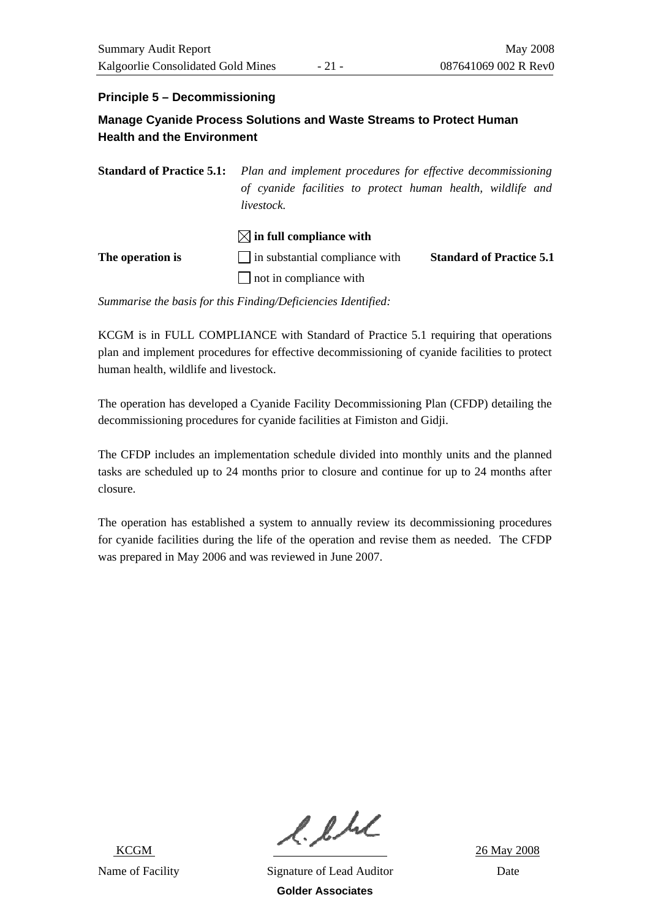### Principle 5 – Decommissioning

### Manage Cyanide Process Solutions and Waste Streams to Protect Human Health and the Environment

**Standard of Practice 5.1:** *Plan and implement procedures for effective decommissioning of cyanide facilities to protect human health, wildlife and livestock.*

| | | |
|---|---|---|
| | ☒ **in full compliance with** | |
| **The operation is** | ☐ in substantial compliance with | **Standard of Practice 5.1** |
| | ☐ not in compliance with | |

*Summarise the basis for this Finding/Deficiencies Identified:*

KCGM is in FULL COMPLIANCE with Standard of Practice 5.1 requiring that operations plan and implement procedures for effective decommissioning of cyanide facilities to protect human health, wildlife and livestock.

The operation has developed a Cyanide Facility Decommissioning Plan (CFDP) detailing the decommissioning procedures for cyanide facilities at Fimiston and Gidji.

The CFDP includes an implementation schedule divided into monthly units and the planned tasks are scheduled up to 24 months prior to closure and continue for up to 24 months after closure.

The operation has established a system to annually review its decommissioning procedures for cyanide facilities during the life of the operation and revise them as needed. The CFDP was prepared in May 2006 and was reviewed in June 2007.

| KCGM | | 26 May 2008 |
|---|---|---|
| Name of Facility | Signature of Lead Auditor<br>**Golder Associates** | Date |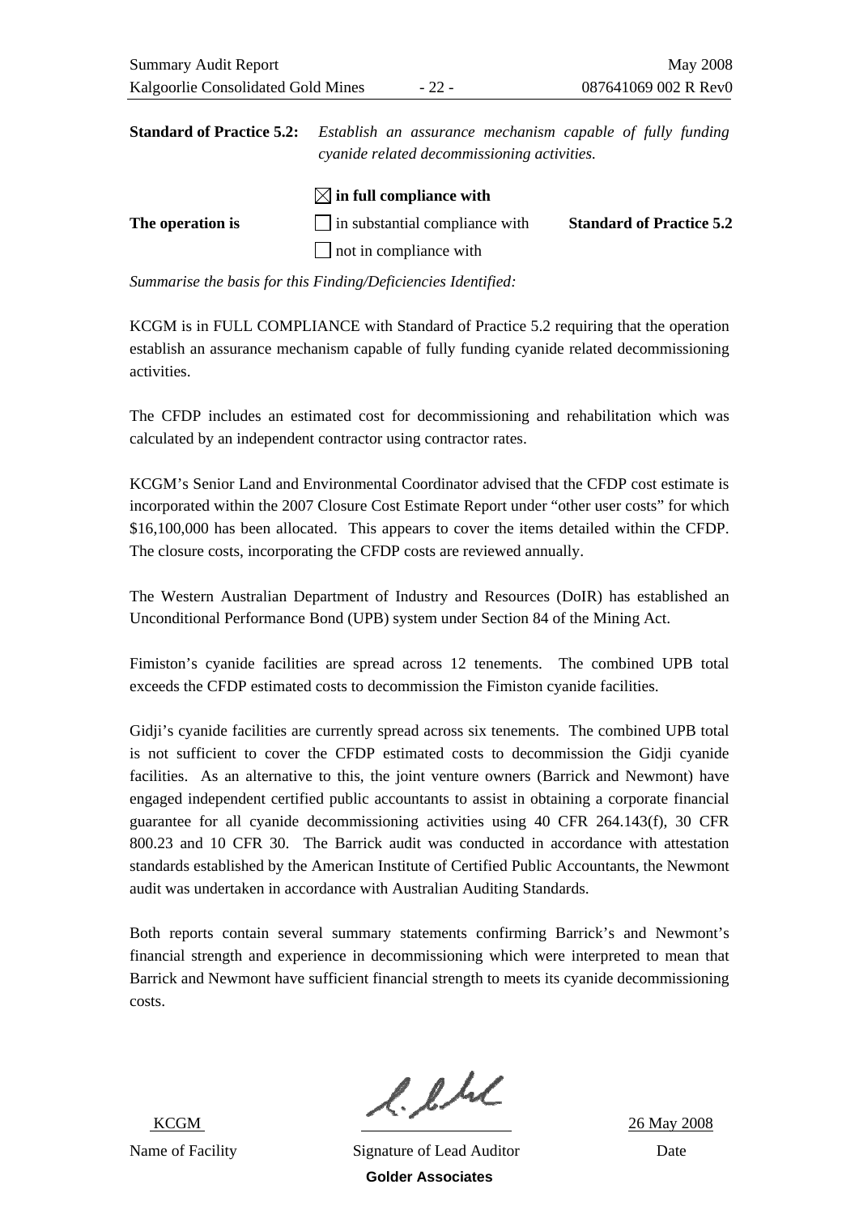**Standard of Practice 5.2:** *Establish an assurance mechanism capable of fully funding cyanide related decommissioning activities.*

| | | |
|---|---|---|
| | ☒ **in full compliance with** | |
| **The operation is** | ☐ in substantial compliance with | **Standard of Practice 5.2** |
| | ☐ not in compliance with | |

*Summarise the basis for this Finding/Deficiencies Identified:*

KCGM is in FULL COMPLIANCE with Standard of Practice 5.2 requiring that the operation establish an assurance mechanism capable of fully funding cyanide related decommissioning activities.

The CFDP includes an estimated cost for decommissioning and rehabilitation which was calculated by an independent contractor using contractor rates.

KCGM's Senior Land and Environmental Coordinator advised that the CFDP cost estimate is incorporated within the 2007 Closure Cost Estimate Report under "other user costs" for which $16,100,000 has been allocated. This appears to cover the items detailed within the CFDP. The closure costs, incorporating the CFDP costs are reviewed annually.

The Western Australian Department of Industry and Resources (DoIR) has established an Unconditional Performance Bond (UPB) system under Section 84 of the Mining Act.

Fimiston's cyanide facilities are spread across 12 tenements. The combined UPB total exceeds the CFDP estimated costs to decommission the Fimiston cyanide facilities.

Gidji's cyanide facilities are currently spread across six tenements. The combined UPB total is not sufficient to cover the CFDP estimated costs to decommission the Gidji cyanide facilities. As an alternative to this, the joint venture owners (Barrick and Newmont) have engaged independent certified public accountants to assist in obtaining a corporate financial guarantee for all cyanide decommissioning activities using 40 CFR 264.143(f), 30 CFR 800.23 and 10 CFR 30. The Barrick audit was conducted in accordance with attestation standards established by the American Institute of Certified Public Accountants, the Newmont audit was undertaken in accordance with Australian Auditing Standards.

Both reports contain several summary statements confirming Barrick's and Newmont's financial strength and experience in decommissioning which were interpreted to mean that Barrick and Newmont have sufficient financial strength to meets its cyanide decommissioning costs.

| KCGM | [signature] | 26 May 2008 |
|---|---|---|
| Name of Facility | Signature of Lead Auditor | Date |

**Golder Associates**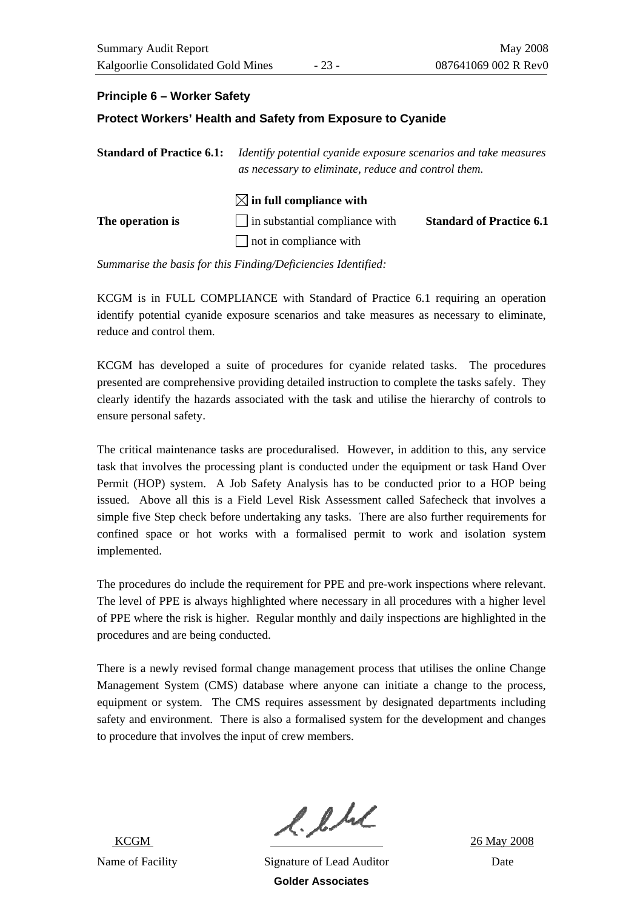**Principle 6 – Worker Safety**

**Protect Workers' Health and Safety from Exposure to Cyanide**

**Standard of Practice 6.1:** *Identify potential cyanide exposure scenarios and take measures as necessary to eliminate, reduce and control them.*

| | | |
|---|---|---|
| | ☒ **in full compliance with** | |
| **The operation is** | ☐ in substantial compliance with | **Standard of Practice 6.1** |
| | ☐ not in compliance with | |

*Summarise the basis for this Finding/Deficiencies Identified:*

KCGM is in FULL COMPLIANCE with Standard of Practice 6.1 requiring an operation identify potential cyanide exposure scenarios and take measures as necessary to eliminate, reduce and control them.

KCGM has developed a suite of procedures for cyanide related tasks. The procedures presented are comprehensive providing detailed instruction to complete the tasks safely. They clearly identify the hazards associated with the task and utilise the hierarchy of controls to ensure personal safety.

The critical maintenance tasks are proceduralised. However, in addition to this, any service task that involves the processing plant is conducted under the equipment or task Hand Over Permit (HOP) system. A Job Safety Analysis has to be conducted prior to a HOP being issued. Above all this is a Field Level Risk Assessment called Safecheck that involves a simple five Step check before undertaking any tasks. There are also further requirements for confined space or hot works with a formalised permit to work and isolation system implemented.

The procedures do include the requirement for PPE and pre-work inspections where relevant. The level of PPE is always highlighted where necessary in all procedures with a higher level of PPE where the risk is higher. Regular monthly and daily inspections are highlighted in the procedures and are being conducted.

There is a newly revised formal change management process that utilises the online Change Management System (CMS) database where anyone can initiate a change to the process, equipment or system. The CMS requires assessment by designated departments including safety and environment. There is also a formalised system for the development and changes to procedure that involves the input of crew members.

| KCGM | | 26 May 2008 |
|---|---|---|
| Name of Facility | Signature of Lead Auditor | Date |

**Golder Associates**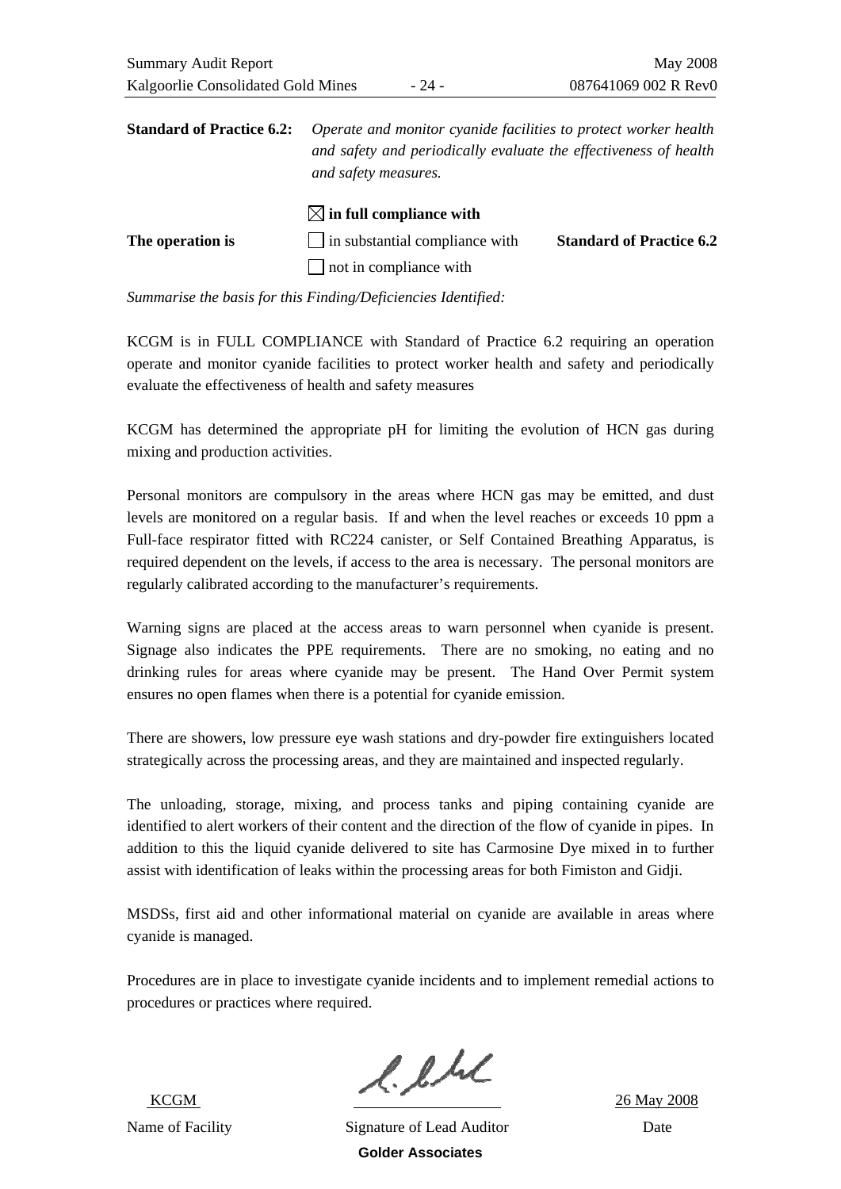**Standard of Practice 6.2:** *Operate and monitor cyanide facilities to protect worker health and safety and periodically evaluate the effectiveness of health and safety measures.*

| The operation is | | Standard of Practice 6.2 |
|---|---|---|
| | ☒ **in full compliance with** | |
| | ☐ in substantial compliance with | |
| | ☐ not in compliance with | |

*Summarise the basis for this Finding/Deficiencies Identified:*

KCGM is in FULL COMPLIANCE with Standard of Practice 6.2 requiring an operation operate and monitor cyanide facilities to protect worker health and safety and periodically evaluate the effectiveness of health and safety measures

KCGM has determined the appropriate pH for limiting the evolution of HCN gas during mixing and production activities.

Personal monitors are compulsory in the areas where HCN gas may be emitted, and dust levels are monitored on a regular basis. If and when the level reaches or exceeds 10 ppm a Full-face respirator fitted with RC224 canister, or Self Contained Breathing Apparatus, is required dependent on the levels, if access to the area is necessary. The personal monitors are regularly calibrated according to the manufacturer's requirements.

Warning signs are placed at the access areas to warn personnel when cyanide is present. Signage also indicates the PPE requirements. There are no smoking, no eating and no drinking rules for areas where cyanide may be present. The Hand Over Permit system ensures no open flames when there is a potential for cyanide emission.

There are showers, low pressure eye wash stations and dry-powder fire extinguishers located strategically across the processing areas, and they are maintained and inspected regularly.

The unloading, storage, mixing, and process tanks and piping containing cyanide are identified to alert workers of their content and the direction of the flow of cyanide in pipes. In addition to this the liquid cyanide delivered to site has Carmosine Dye mixed in to further assist with identification of leaks within the processing areas for both Fimiston and Gidji.

MSDSs, first aid and other informational material on cyanide are available in areas where cyanide is managed.

Procedures are in place to investigate cyanide incidents and to implement remedial actions to procedures or practices where required.

| KCGM | [signature] | 26 May 2008 |
|---|---|---|
| Name of Facility | Signature of Lead Auditor | Date |

**Golder Associates**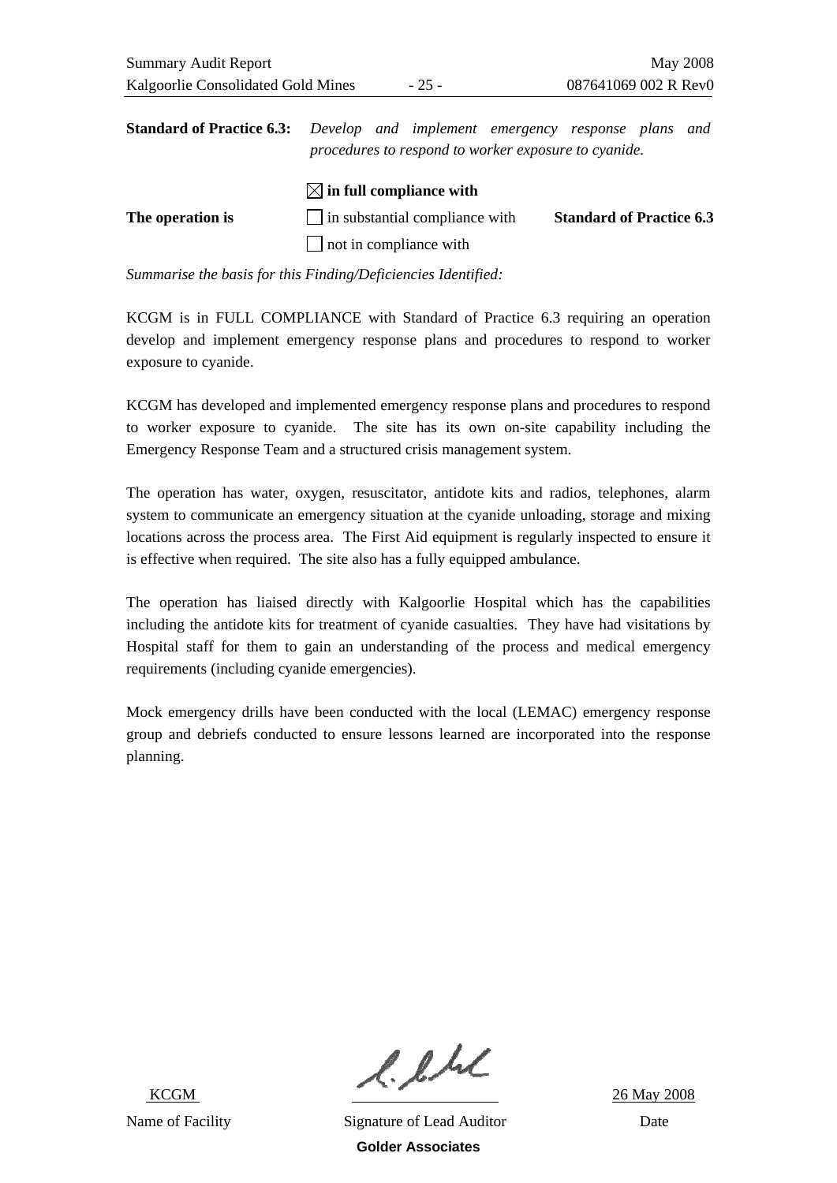**Standard of Practice 6.3:** *Develop and implement emergency response plans and procedures to respond to worker exposure to cyanide.*

| | | |
|---|---|---|
| | ☒ **in full compliance with** | |
| **The operation is** | ☐ in substantial compliance with | **Standard of Practice 6.3** |
| | ☐ not in compliance with | |

*Summarise the basis for this Finding/Deficiencies Identified:*

KCGM is in FULL COMPLIANCE with Standard of Practice 6.3 requiring an operation develop and implement emergency response plans and procedures to respond to worker exposure to cyanide.

KCGM has developed and implemented emergency response plans and procedures to respond to worker exposure to cyanide. The site has its own on-site capability including the Emergency Response Team and a structured crisis management system.

The operation has water, oxygen, resuscitator, antidote kits and radios, telephones, alarm system to communicate an emergency situation at the cyanide unloading, storage and mixing locations across the process area. The First Aid equipment is regularly inspected to ensure it is effective when required. The site also has a fully equipped ambulance.

The operation has liaised directly with Kalgoorlie Hospital which has the capabilities including the antidote kits for treatment of cyanide casualties. They have had visitations by Hospital staff for them to gain an understanding of the process and medical emergency requirements (including cyanide emergencies).

Mock emergency drills have been conducted with the local (LEMAC) emergency response group and debriefs conducted to ensure lessons learned are incorporated into the response planning.

| KCGM | [signature] | 26 May 2008 |
|---|---|---|
| Name of Facility | Signature of Lead Auditor | Date |

**Golder Associates**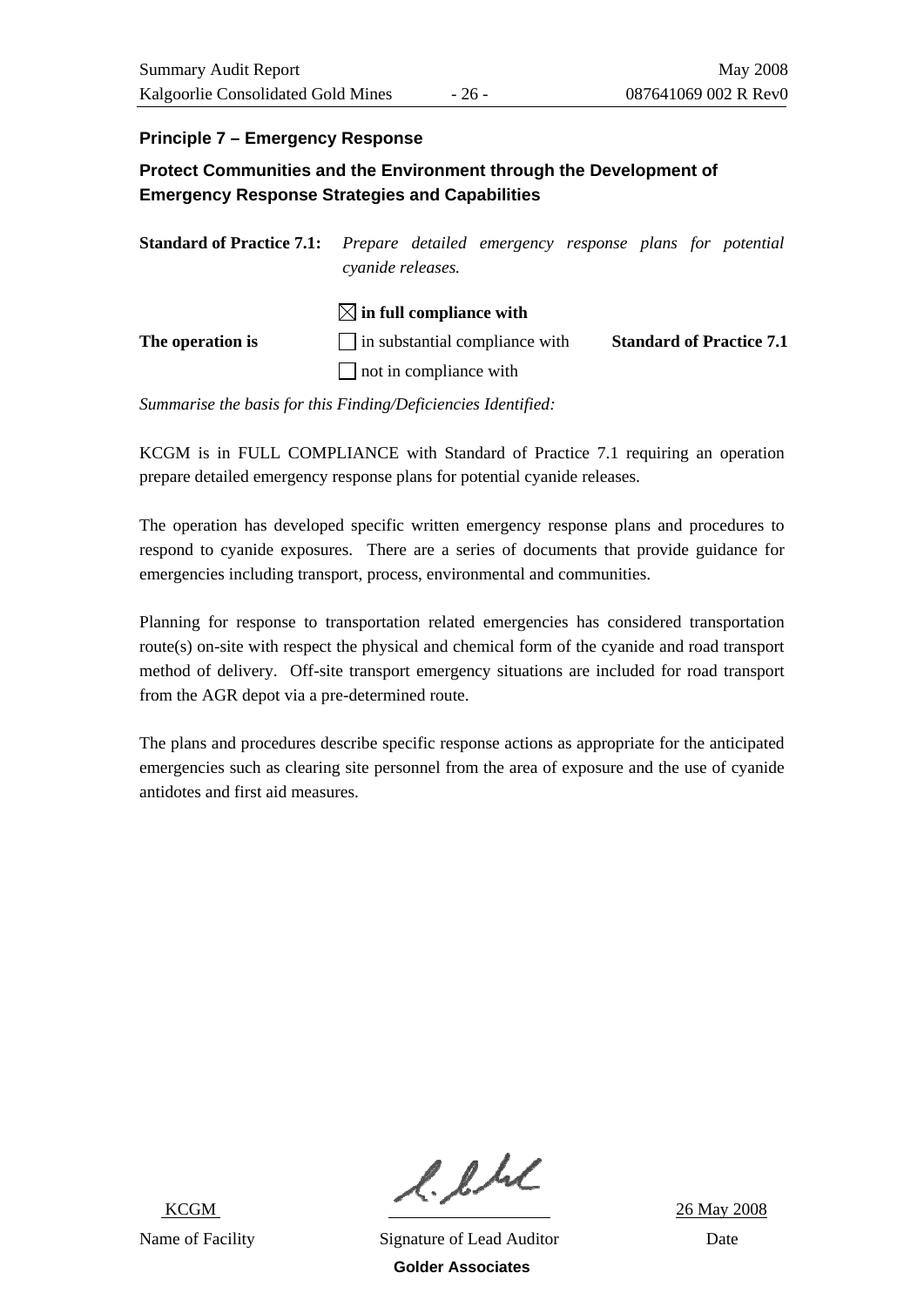## Principle 7 – Emergency Response

### Protect Communities and the Environment through the Development of Emergency Response Strategies and Capabilities

**Standard of Practice 7.1:** *Prepare detailed emergency response plans for potential cyanide releases.*

| | | |
|---|---|---|
| | ☒ **in full compliance with** | |
| **The operation is** | ☐ in substantial compliance with | **Standard of Practice 7.1** |
| | ☐ not in compliance with | |

*Summarise the basis for this Finding/Deficiencies Identified:*

KCGM is in FULL COMPLIANCE with Standard of Practice 7.1 requiring an operation prepare detailed emergency response plans for potential cyanide releases.

The operation has developed specific written emergency response plans and procedures to respond to cyanide exposures. There are a series of documents that provide guidance for emergencies including transport, process, environmental and communities.

Planning for response to transportation related emergencies has considered transportation route(s) on-site with respect the physical and chemical form of the cyanide and road transport method of delivery. Off-site transport emergency situations are included for road transport from the AGR depot via a pre-determined route.

The plans and procedures describe specific response actions as appropriate for the anticipated emergencies such as clearing site personnel from the area of exposure and the use of cyanide antidotes and first aid measures.

| KCGM | [signature] | 26 May 2008 |
|---|---|---|
| Name of Facility | Signature of Lead Auditor | Date |

**Golder Associates**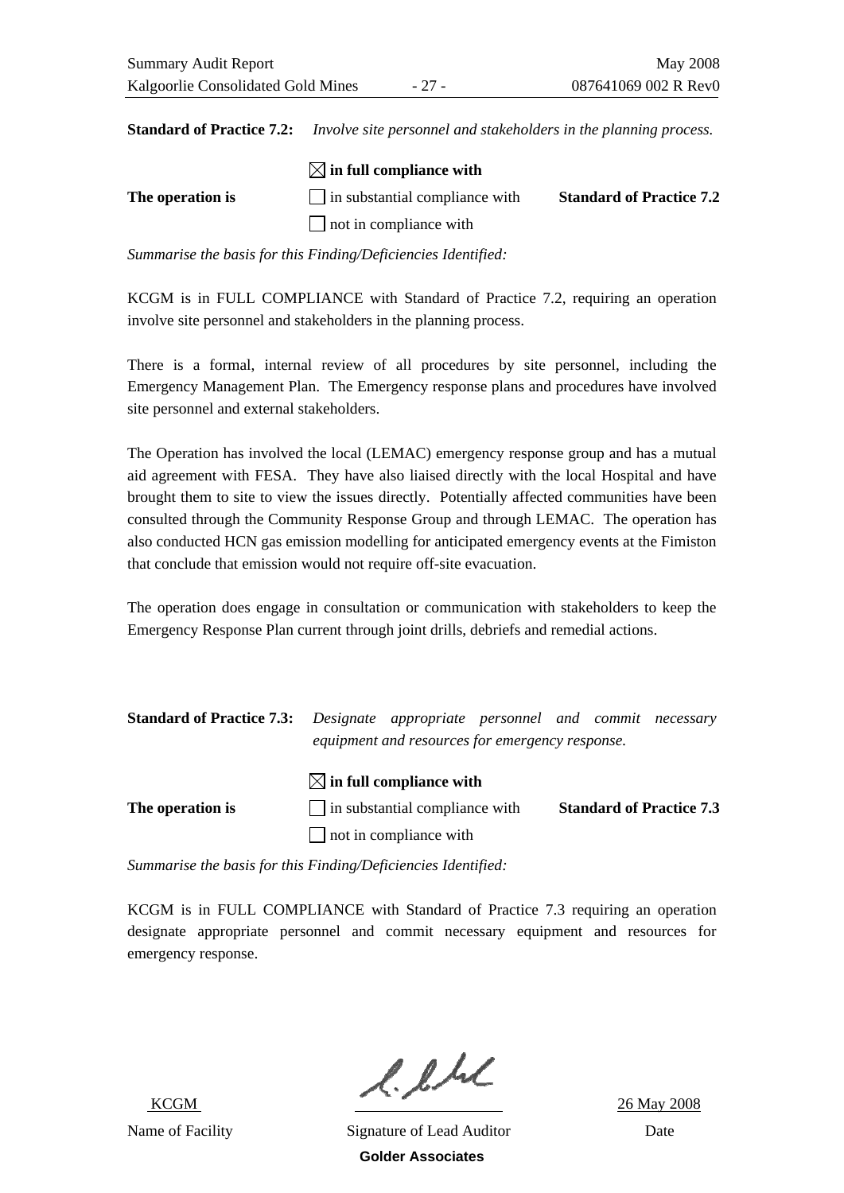**Standard of Practice 7.2:** *Involve site personnel and stakeholders in the planning process.*

| | | |
|---|---|---|
| **The operation is** | ☒ **in full compliance with** | **Standard of Practice 7.2** |
| | ☐ in substantial compliance with | |
| | ☐ not in compliance with | |

*Summarise the basis for this Finding/Deficiencies Identified:*

KCGM is in FULL COMPLIANCE with Standard of Practice 7.2, requiring an operation involve site personnel and stakeholders in the planning process.

There is a formal, internal review of all procedures by site personnel, including the Emergency Management Plan. The Emergency response plans and procedures have involved site personnel and external stakeholders.

The Operation has involved the local (LEMAC) emergency response group and has a mutual aid agreement with FESA. They have also liaised directly with the local Hospital and have brought them to site to view the issues directly. Potentially affected communities have been consulted through the Community Response Group and through LEMAC. The operation has also conducted HCN gas emission modelling for anticipated emergency events at the Fimiston that conclude that emission would not require off-site evacuation.

The operation does engage in consultation or communication with stakeholders to keep the Emergency Response Plan current through joint drills, debriefs and remedial actions.

**Standard of Practice 7.3:** *Designate appropriate personnel and commit necessary equipment and resources for emergency response.*

| | | |
|---|---|---|
| **The operation is** | ☒ **in full compliance with** | **Standard of Practice 7.3** |
| | ☐ in substantial compliance with | |
| | ☐ not in compliance with | |

*Summarise the basis for this Finding/Deficiencies Identified:*

KCGM is in FULL COMPLIANCE with Standard of Practice 7.3 requiring an operation designate appropriate personnel and commit necessary equipment and resources for emergency response.

| KCGM | [signature] | 26 May 2008 |
|---|---|---|
| Name of Facility | Signature of Lead Auditor | Date |

**Golder Associates**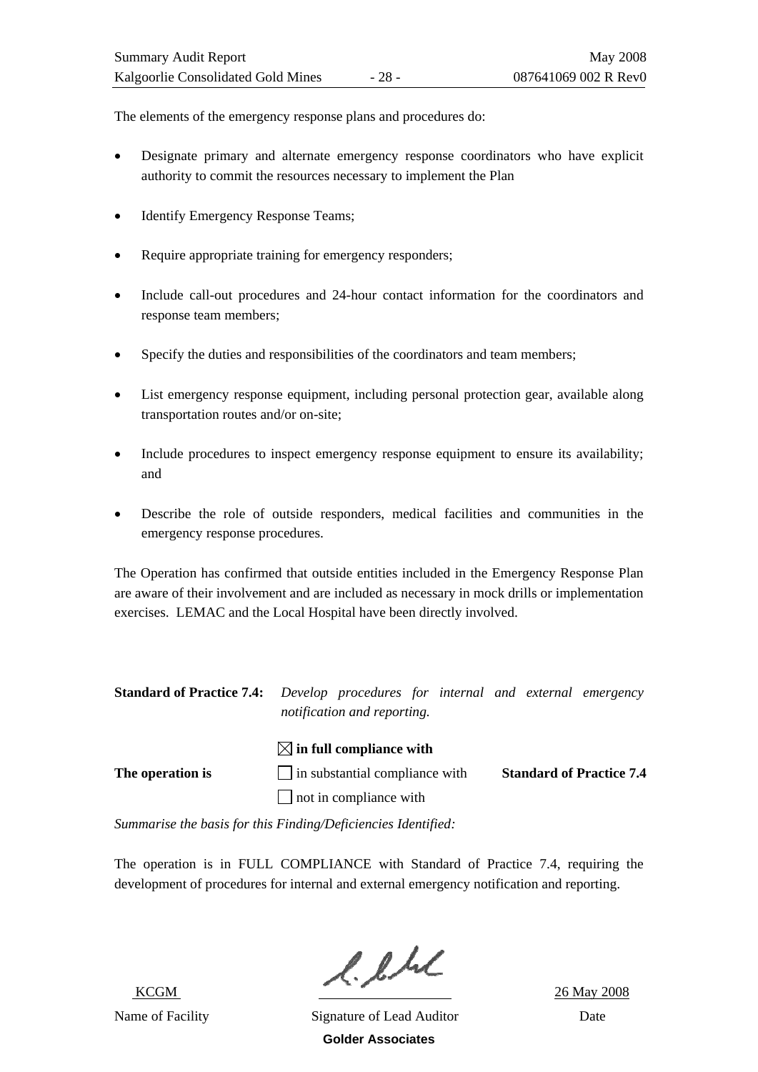The elements of the emergency response plans and procedures do:

- Designate primary and alternate emergency response coordinators who have explicit authority to commit the resources necessary to implement the Plan
- Identify Emergency Response Teams;
- Require appropriate training for emergency responders;
- Include call-out procedures and 24-hour contact information for the coordinators and response team members;
- Specify the duties and responsibilities of the coordinators and team members;
- List emergency response equipment, including personal protection gear, available along transportation routes and/or on-site;
- Include procedures to inspect emergency response equipment to ensure its availability; and
- Describe the role of outside responders, medical facilities and communities in the emergency response procedures.

The Operation has confirmed that outside entities included in the Emergency Response Plan are aware of their involvement and are included as necessary in mock drills or implementation exercises. LEMAC and the Local Hospital have been directly involved.

**Standard of Practice 7.4:** *Develop procedures for internal and external emergency notification and reporting.*

**The operation is**

☒ **in full compliance with**

☐ in substantial compliance with

☐ not in compliance with

**Standard of Practice 7.4**

*Summarise the basis for this Finding/Deficiencies Identified:*

The operation is in FULL COMPLIANCE with Standard of Practice 7.4, requiring the development of procedures for internal and external emergency notification and reporting.

| KCGM | | 26 May 2008 |
|---|---|---|
| Name of Facility | Signature of Lead Auditor | Date |

**Golder Associates**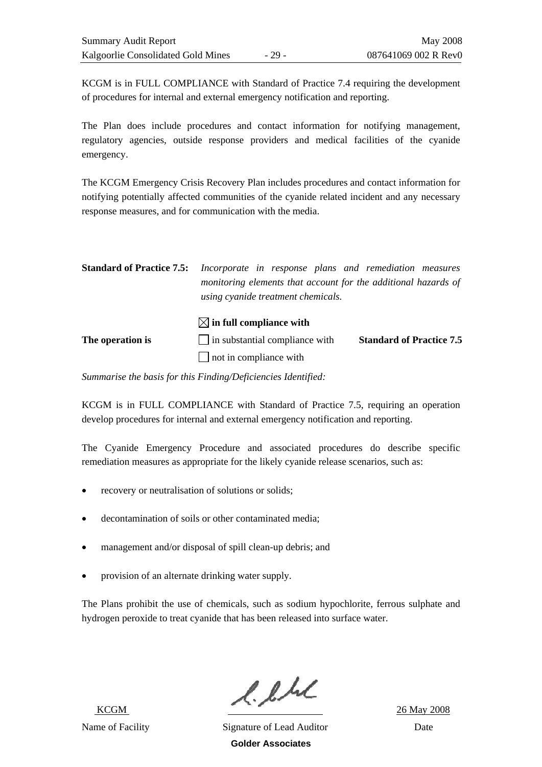KCGM is in FULL COMPLIANCE with Standard of Practice 7.4 requiring the development of procedures for internal and external emergency notification and reporting.

The Plan does include procedures and contact information for notifying management, regulatory agencies, outside response providers and medical facilities of the cyanide emergency.

The KCGM Emergency Crisis Recovery Plan includes procedures and contact information for notifying potentially affected communities of the cyanide related incident and any necessary response measures, and for communication with the media.

**Standard of Practice 7.5:** *Incorporate in response plans and remediation measures monitoring elements that account for the additional hazards of using cyanide treatment chemicals.*

**The operation is**

- ☒ **in full compliance with**
- ☐ in substantial compliance with
- ☐ not in compliance with

**Standard of Practice 7.5**

*Summarise the basis for this Finding/Deficiencies Identified:*

KCGM is in FULL COMPLIANCE with Standard of Practice 7.5, requiring an operation develop procedures for internal and external emergency notification and reporting.

The Cyanide Emergency Procedure and associated procedures do describe specific remediation measures as appropriate for the likely cyanide release scenarios, such as:

- recovery or neutralisation of solutions or solids;
- decontamination of soils or other contaminated media;
- management and/or disposal of spill clean-up debris; and
- provision of an alternate drinking water supply.

The Plans prohibit the use of chemicals, such as sodium hypochlorite, ferrous sulphate and hydrogen peroxide to treat cyanide that has been released into surface water.

| KCGM | [signature] | 26 May 2008 |
|---|---|---|
| Name of Facility | Signature of Lead Auditor | Date |

**Golder Associates**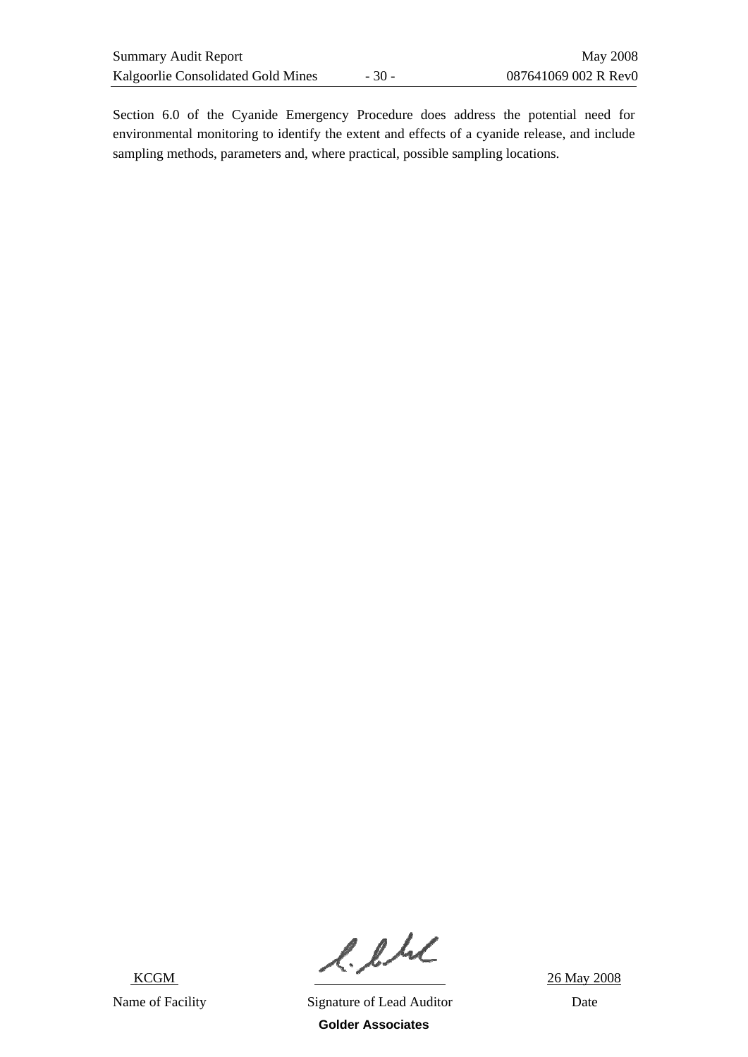Section 6.0 of the Cyanide Emergency Procedure does address the potential need for environmental monitoring to identify the extent and effects of a cyanide release, and include sampling methods, parameters and, where practical, possible sampling locations.

| KCGM | | 26 May 2008 |
|---|---|---|
| Name of Facility | Signature of Lead Auditor | Date |

**Golder Associates**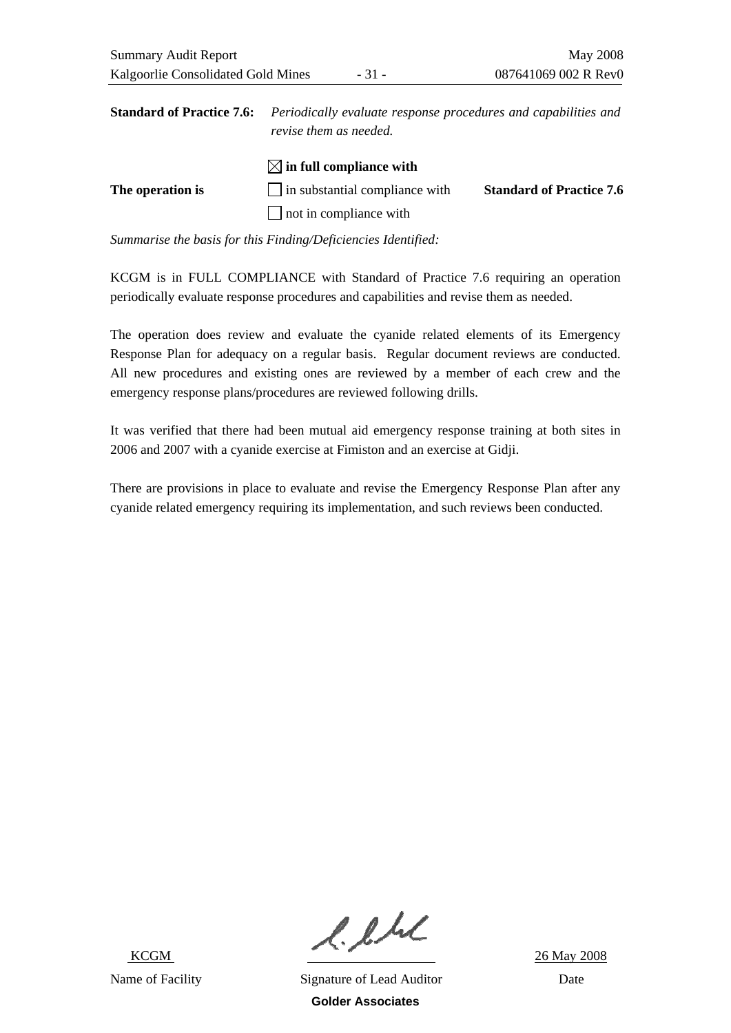**Standard of Practice 7.6:** *Periodically evaluate response procedures and capabilities and revise them as needed.*

| | | |
|---|---|---|
| | ☒ **in full compliance with** | |
| **The operation is** | ☐ in substantial compliance with | **Standard of Practice 7.6** |
| | ☐ not in compliance with | |

*Summarise the basis for this Finding/Deficiencies Identified:*

KCGM is in FULL COMPLIANCE with Standard of Practice 7.6 requiring an operation periodically evaluate response procedures and capabilities and revise them as needed.

The operation does review and evaluate the cyanide related elements of its Emergency Response Plan for adequacy on a regular basis. Regular document reviews are conducted. All new procedures and existing ones are reviewed by a member of each crew and the emergency response plans/procedures are reviewed following drills.

It was verified that there had been mutual aid emergency response training at both sites in 2006 and 2007 with a cyanide exercise at Fimiston and an exercise at Gidji.

There are provisions in place to evaluate and revise the Emergency Response Plan after any cyanide related emergency requiring its implementation, and such reviews been conducted.

| KCGM | | 26 May 2008 |
|---|---|---|
| Name of Facility | Signature of Lead Auditor | Date |

**Golder Associates**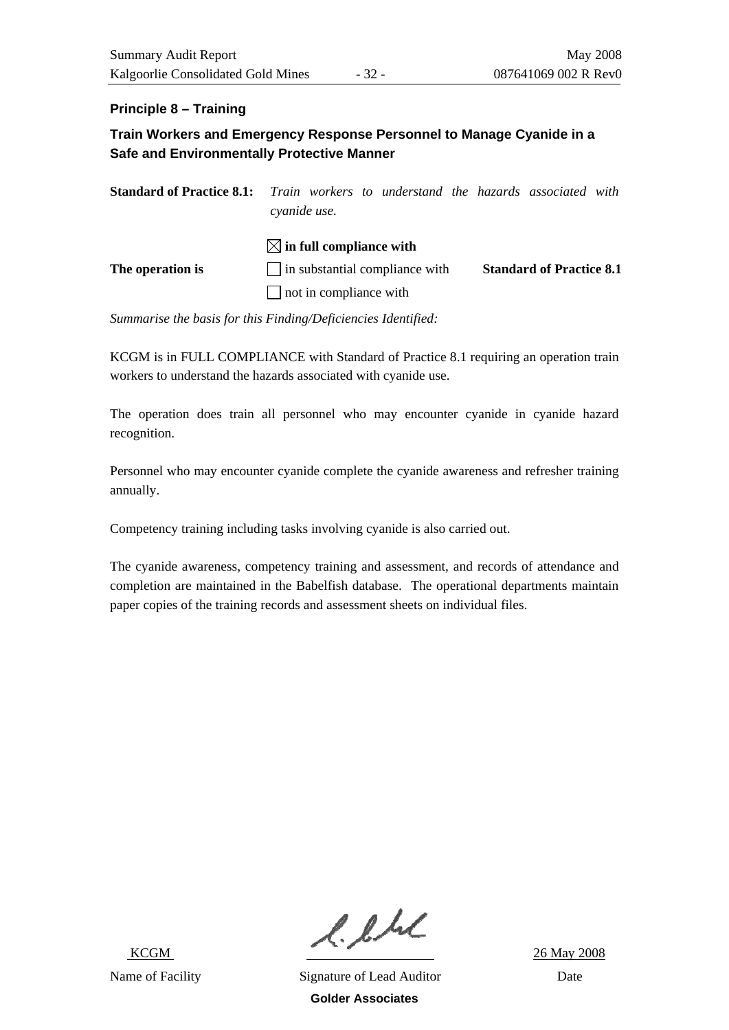**Principle 8 – Training**

**Train Workers and Emergency Response Personnel to Manage Cyanide in a Safe and Environmentally Protective Manner**

**Standard of Practice 8.1:** *Train workers to understand the hazards associated with cyanide use.*

**The operation is**

☒ **in full compliance with**

☐ in substantial compliance with

☐ not in compliance with

**Standard of Practice 8.1**

*Summarise the basis for this Finding/Deficiencies Identified:*

KCGM is in FULL COMPLIANCE with Standard of Practice 8.1 requiring an operation train workers to understand the hazards associated with cyanide use.

The operation does train all personnel who may encounter cyanide in cyanide hazard recognition.

Personnel who may encounter cyanide complete the cyanide awareness and refresher training annually.

Competency training including tasks involving cyanide is also carried out.

The cyanide awareness, competency training and assessment, and records of attendance and completion are maintained in the Babelfish database. The operational departments maintain paper copies of the training records and assessment sheets on individual files.

| KCGM | [signature] | 26 May 2008 |
|---|---|---|
| Name of Facility | Signature of Lead Auditor | Date |

**Golder Associates**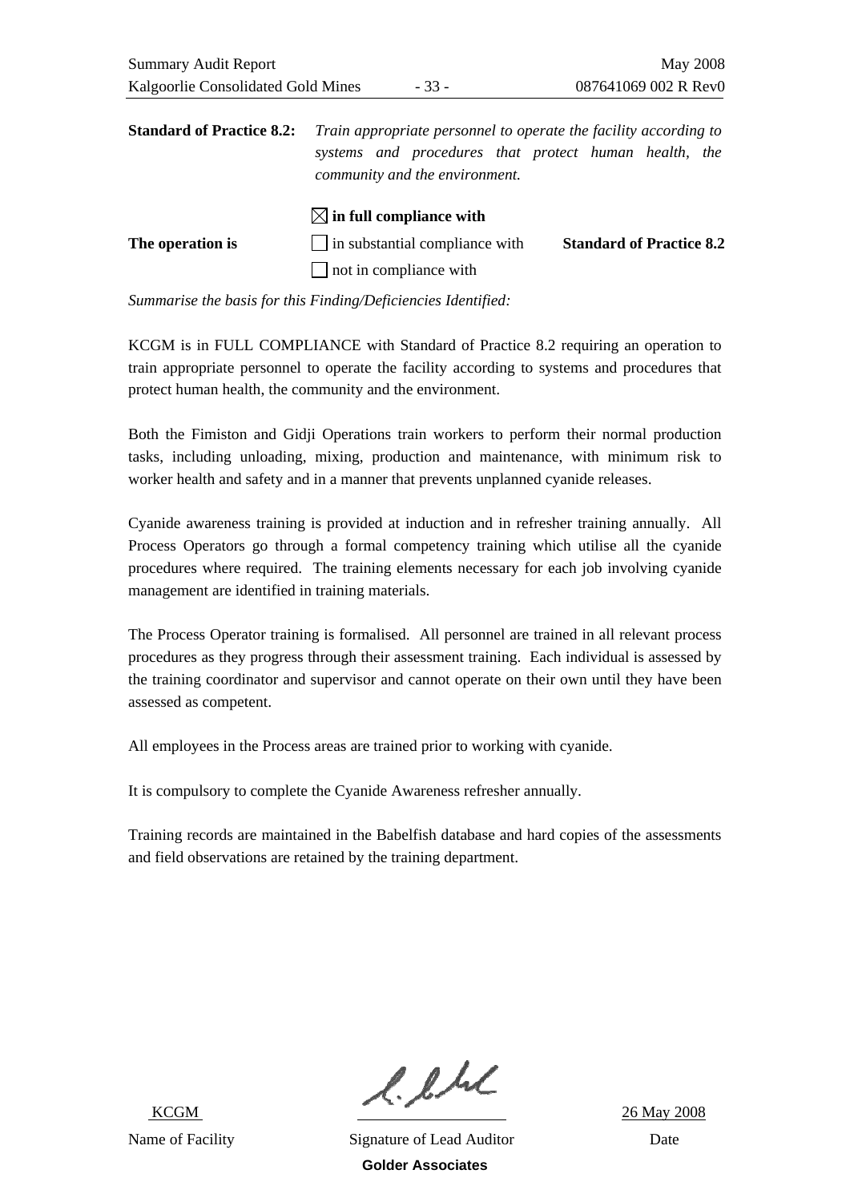**Standard of Practice 8.2:** *Train appropriate personnel to operate the facility according to systems and procedures that protect human health, the community and the environment.*

| | | |
|---|---|---|
| | ☒ **in full compliance with** | |
| **The operation is** | ☐ in substantial compliance with | **Standard of Practice 8.2** |
| | ☐ not in compliance with | |

*Summarise the basis for this Finding/Deficiencies Identified:*

KCGM is in FULL COMPLIANCE with Standard of Practice 8.2 requiring an operation to train appropriate personnel to operate the facility according to systems and procedures that protect human health, the community and the environment.

Both the Fimiston and Gidji Operations train workers to perform their normal production tasks, including unloading, mixing, production and maintenance, with minimum risk to worker health and safety and in a manner that prevents unplanned cyanide releases.

Cyanide awareness training is provided at induction and in refresher training annually. All Process Operators go through a formal competency training which utilise all the cyanide procedures where required. The training elements necessary for each job involving cyanide management are identified in training materials.

The Process Operator training is formalised. All personnel are trained in all relevant process procedures as they progress through their assessment training. Each individual is assessed by the training coordinator and supervisor and cannot operate on their own until they have been assessed as competent.

All employees in the Process areas are trained prior to working with cyanide.

It is compulsory to complete the Cyanide Awareness refresher annually.

Training records are maintained in the Babelfish database and hard copies of the assessments and field observations are retained by the training department.

| KCGM | [signature] | 26 May 2008 |
|---|---|---|
| Name of Facility | Signature of Lead Auditor | Date |

**Golder Associates**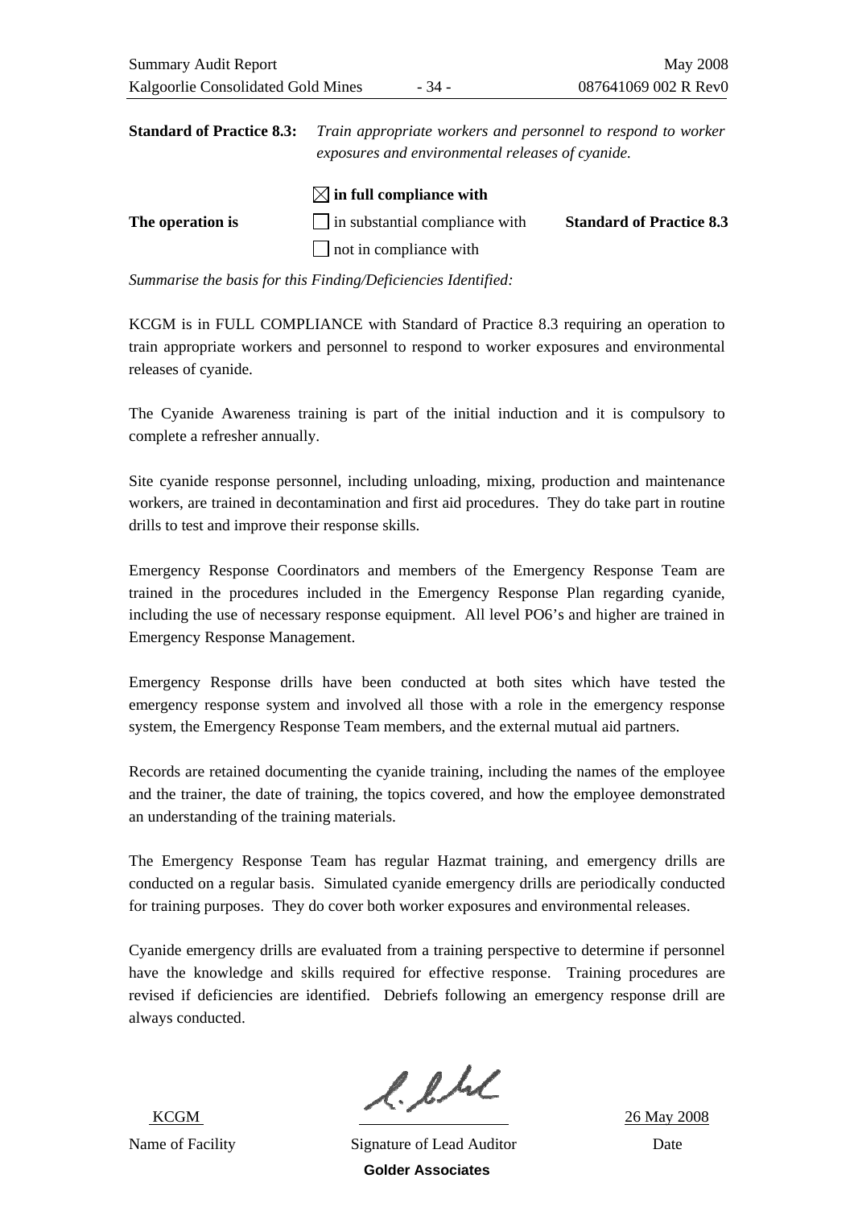**Standard of Practice 8.3:** *Train appropriate workers and personnel to respond to worker exposures and environmental releases of cyanide.*

| | | |
|---|---|---|
| **The operation is** | ☒ **in full compliance with** | **Standard of Practice 8.3** |
| | ☐ in substantial compliance with | |
| | ☐ not in compliance with | |

*Summarise the basis for this Finding/Deficiencies Identified:*

KCGM is in FULL COMPLIANCE with Standard of Practice 8.3 requiring an operation to train appropriate workers and personnel to respond to worker exposures and environmental releases of cyanide.

The Cyanide Awareness training is part of the initial induction and it is compulsory to complete a refresher annually.

Site cyanide response personnel, including unloading, mixing, production and maintenance workers, are trained in decontamination and first aid procedures. They do take part in routine drills to test and improve their response skills.

Emergency Response Coordinators and members of the Emergency Response Team are trained in the procedures included in the Emergency Response Plan regarding cyanide, including the use of necessary response equipment. All level PO6's and higher are trained in Emergency Response Management.

Emergency Response drills have been conducted at both sites which have tested the emergency response system and involved all those with a role in the emergency response system, the Emergency Response Team members, and the external mutual aid partners.

Records are retained documenting the cyanide training, including the names of the employee and the trainer, the date of training, the topics covered, and how the employee demonstrated an understanding of the training materials.

The Emergency Response Team has regular Hazmat training, and emergency drills are conducted on a regular basis. Simulated cyanide emergency drills are periodically conducted for training purposes. They do cover both worker exposures and environmental releases.

Cyanide emergency drills are evaluated from a training perspective to determine if personnel have the knowledge and skills required for effective response. Training procedures are revised if deficiencies are identified. Debriefs following an emergency response drill are always conducted.

| KCGM | [signature] | 26 May 2008 |
|---|---|---|
| Name of Facility | Signature of Lead Auditor | Date |

**Golder Associates**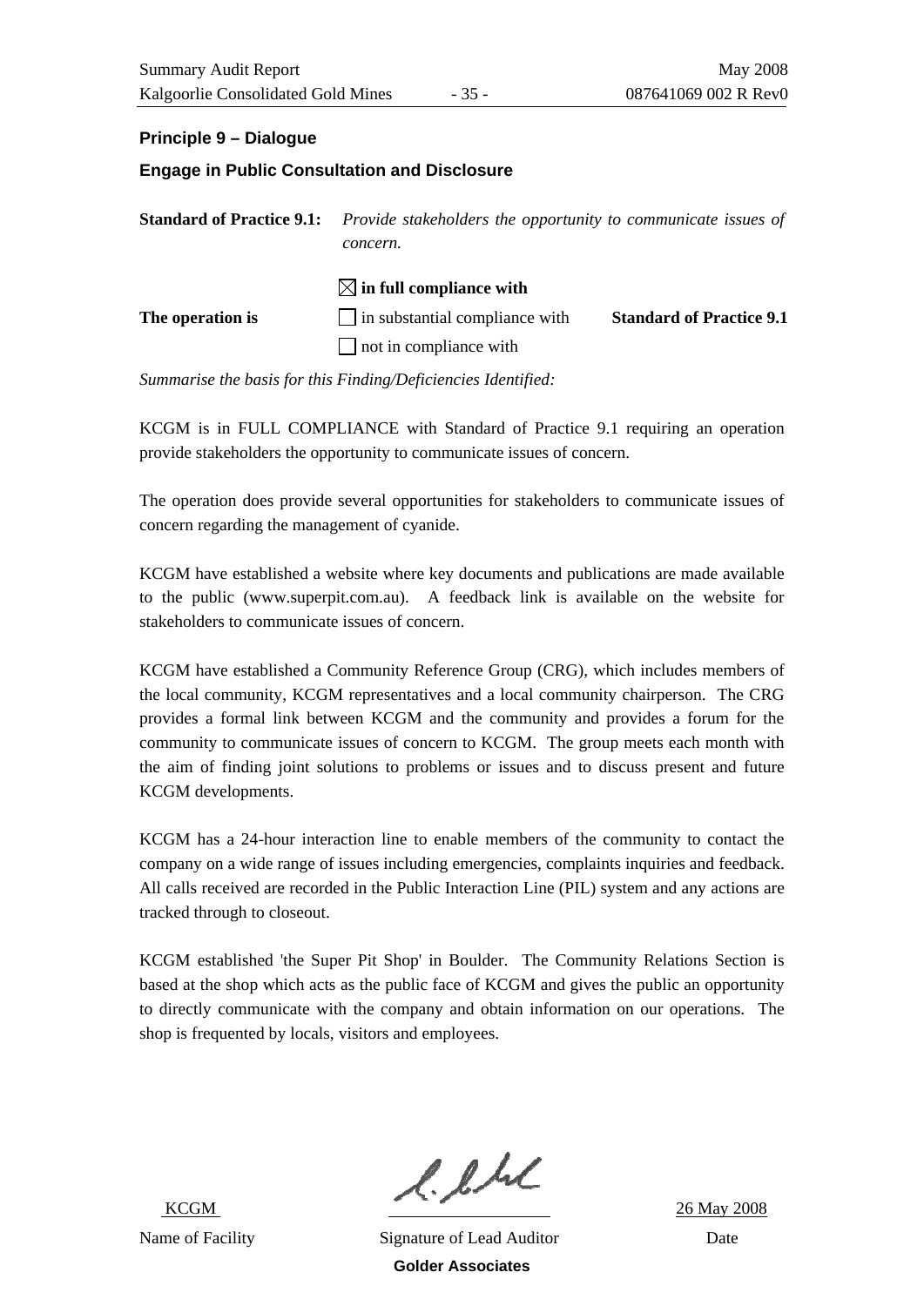**Principle 9 – Dialogue**

**Engage in Public Consultation and Disclosure**

**Standard of Practice 9.1:** *Provide stakeholders the opportunity to communicate issues of concern.*

**The operation is**

☒ **in full compliance with**

☐ in substantial compliance with

☐ not in compliance with

**Standard of Practice 9.1**

*Summarise the basis for this Finding/Deficiencies Identified:*

KCGM is in FULL COMPLIANCE with Standard of Practice 9.1 requiring an operation provide stakeholders the opportunity to communicate issues of concern.

The operation does provide several opportunities for stakeholders to communicate issues of concern regarding the management of cyanide.

KCGM have established a website where key documents and publications are made available to the public (www.superpit.com.au). A feedback link is available on the website for stakeholders to communicate issues of concern.

KCGM have established a Community Reference Group (CRG), which includes members of the local community, KCGM representatives and a local community chairperson. The CRG provides a formal link between KCGM and the community and provides a forum for the community to communicate issues of concern to KCGM. The group meets each month with the aim of finding joint solutions to problems or issues and to discuss present and future KCGM developments.

KCGM has a 24-hour interaction line to enable members of the community to contact the company on a wide range of issues including emergencies, complaints inquiries and feedback. All calls received are recorded in the Public Interaction Line (PIL) system and any actions are tracked through to closeout.

KCGM established 'the Super Pit Shop' in Boulder. The Community Relations Section is based at the shop which acts as the public face of KCGM and gives the public an opportunity to directly communicate with the company and obtain information on our operations. The shop is frequented by locals, visitors and employees.

| KCGM | [signature] | 26 May 2008 |
|---|---|---|
| Name of Facility | Signature of Lead Auditor | Date |

**Golder Associates**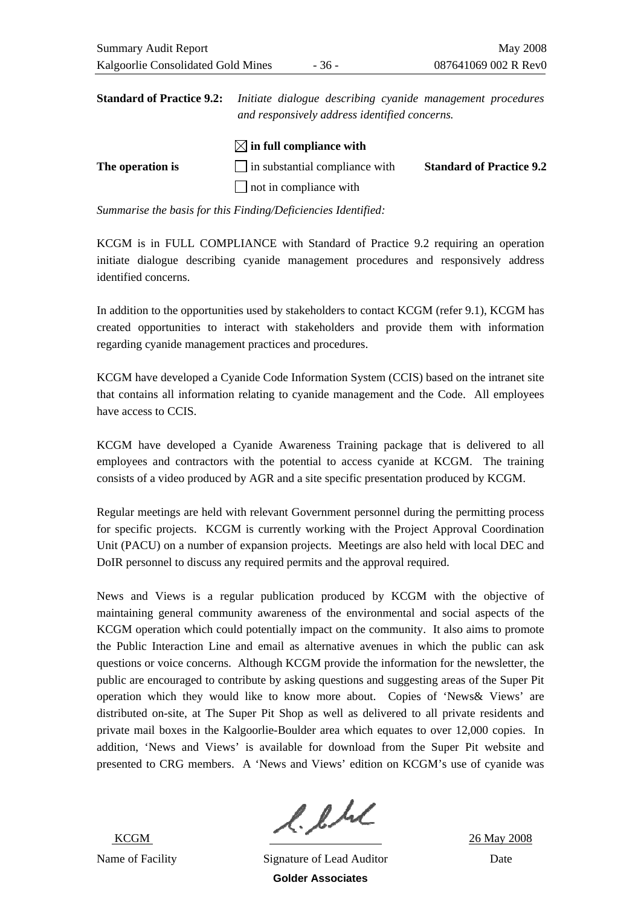**Standard of Practice 9.2:** *Initiate dialogue describing cyanide management procedures and responsively address identified concerns.*

| | | |
|---|---|---|
| | ☒ **in full compliance with** | |
| **The operation is** | ☐ in substantial compliance with | **Standard of Practice 9.2** |
| | ☐ not in compliance with | |

*Summarise the basis for this Finding/Deficiencies Identified:*

KCGM is in FULL COMPLIANCE with Standard of Practice 9.2 requiring an operation initiate dialogue describing cyanide management procedures and responsively address identified concerns.

In addition to the opportunities used by stakeholders to contact KCGM (refer 9.1), KCGM has created opportunities to interact with stakeholders and provide them with information regarding cyanide management practices and procedures.

KCGM have developed a Cyanide Code Information System (CCIS) based on the intranet site that contains all information relating to cyanide management and the Code. All employees have access to CCIS.

KCGM have developed a Cyanide Awareness Training package that is delivered to all employees and contractors with the potential to access cyanide at KCGM. The training consists of a video produced by AGR and a site specific presentation produced by KCGM.

Regular meetings are held with relevant Government personnel during the permitting process for specific projects. KCGM is currently working with the Project Approval Coordination Unit (PACU) on a number of expansion projects. Meetings are also held with local DEC and DoIR personnel to discuss any required permits and the approval required.

News and Views is a regular publication produced by KCGM with the objective of maintaining general community awareness of the environmental and social aspects of the KCGM operation which could potentially impact on the community. It also aims to promote the Public Interaction Line and email as alternative avenues in which the public can ask questions or voice concerns. Although KCGM provide the information for the newsletter, the public are encouraged to contribute by asking questions and suggesting areas of the Super Pit operation which they would like to know more about. Copies of 'News& Views' are distributed on-site, at The Super Pit Shop as well as delivered to all private residents and private mail boxes in the Kalgoorlie-Boulder area which equates to over 12,000 copies. In addition, 'News and Views' is available for download from the Super Pit website and presented to CRG members. A 'News and Views' edition on KCGM's use of cyanide was

| KCGM | [signature] | 26 May 2008 |
|---|---|---|
| Name of Facility | Signature of Lead Auditor | Date |

**Golder Associates**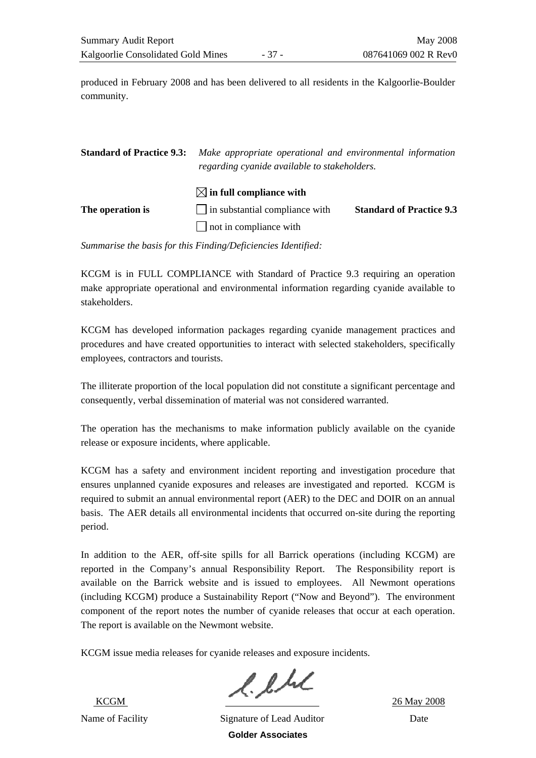produced in February 2008 and has been delivered to all residents in the Kalgoorlie-Boulder community.

**Standard of Practice 9.3:** *Make appropriate operational and environmental information regarding cyanide available to stakeholders.*

| | | |
|---|---|---|
| **The operation is** | ☒ **in full compliance with** | **Standard of Practice 9.3** |
| | ☐ in substantial compliance with | |
| | ☐ not in compliance with | |

*Summarise the basis for this Finding/Deficiencies Identified:*

KCGM is in FULL COMPLIANCE with Standard of Practice 9.3 requiring an operation make appropriate operational and environmental information regarding cyanide available to stakeholders.

KCGM has developed information packages regarding cyanide management practices and procedures and have created opportunities to interact with selected stakeholders, specifically employees, contractors and tourists.

The illiterate proportion of the local population did not constitute a significant percentage and consequently, verbal dissemination of material was not considered warranted.

The operation has the mechanisms to make information publicly available on the cyanide release or exposure incidents, where applicable.

KCGM has a safety and environment incident reporting and investigation procedure that ensures unplanned cyanide exposures and releases are investigated and reported. KCGM is required to submit an annual environmental report (AER) to the DEC and DOIR on an annual basis. The AER details all environmental incidents that occurred on-site during the reporting period.

In addition to the AER, off-site spills for all Barrick operations (including KCGM) are reported in the Company's annual Responsibility Report. The Responsibility report is available on the Barrick website and is issued to employees. All Newmont operations (including KCGM) produce a Sustainability Report ("Now and Beyond"). The environment component of the report notes the number of cyanide releases that occur at each operation. The report is available on the Newmont website.

KCGM issue media releases for cyanide releases and exposure incidents.

| KCGM | | 26 May 2008 |
|---|---|---|
| Name of Facility | Signature of Lead Auditor | Date |

**Golder Associates**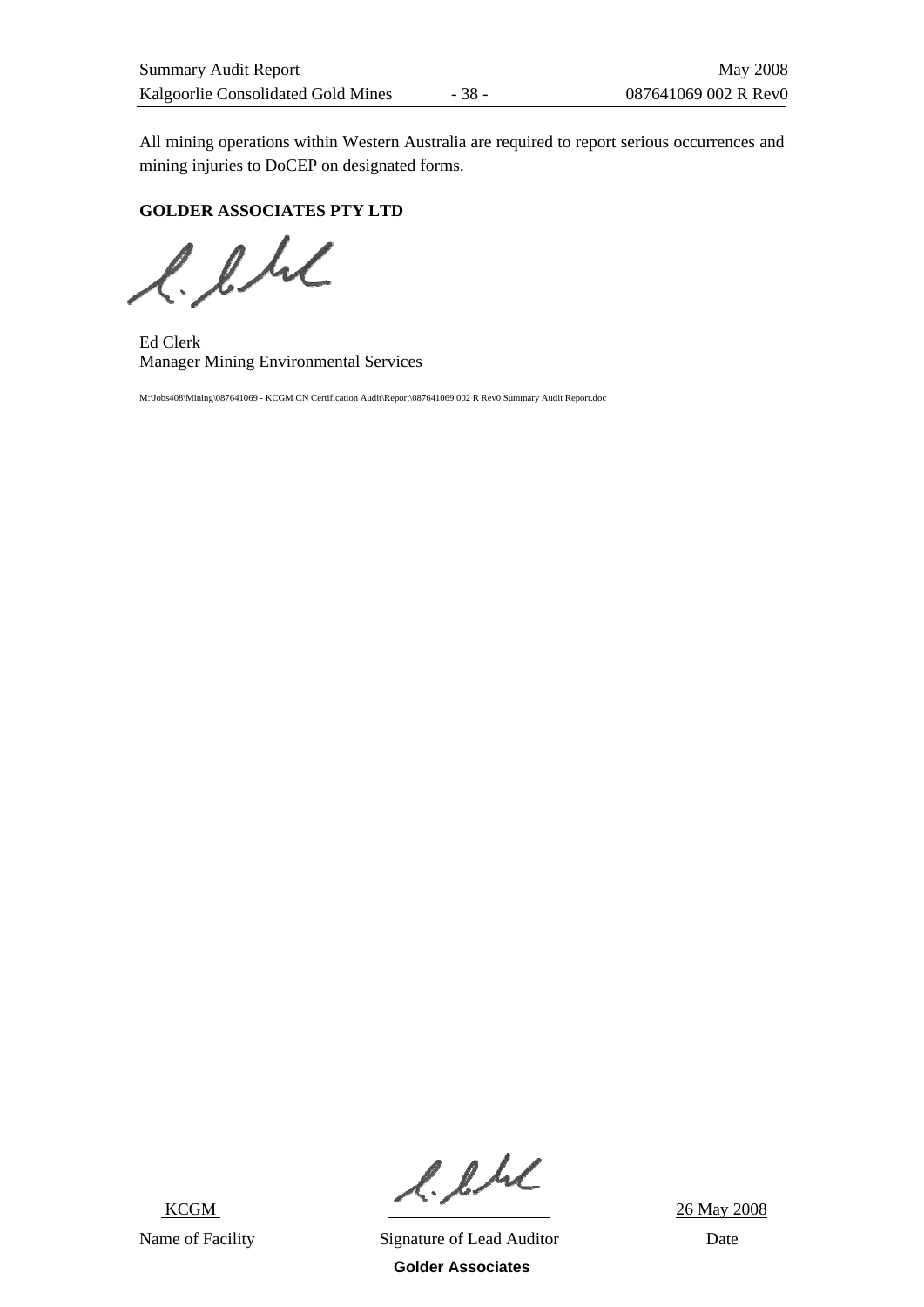All mining operations within Western Australia are required to report serious occurrences and mining injuries to DoCEP on designated forms.

**GOLDER ASSOCIATES PTY LTD**

Ed Clerk
Manager Mining Environmental Services

M:\Jobs408\Mining\087641069 - KCGM CN Certification Audit\Report\087641069 002 R Rev0 Summary Audit Report.doc

| KCGM | \_\_\_\_\_\_\_\_\_\_\_\_\_\_\_\_\_\_ | 26 May 2008 |
|---|---|---|
| Name of Facility | Signature of Lead Auditor | Date |

**Golder Associates**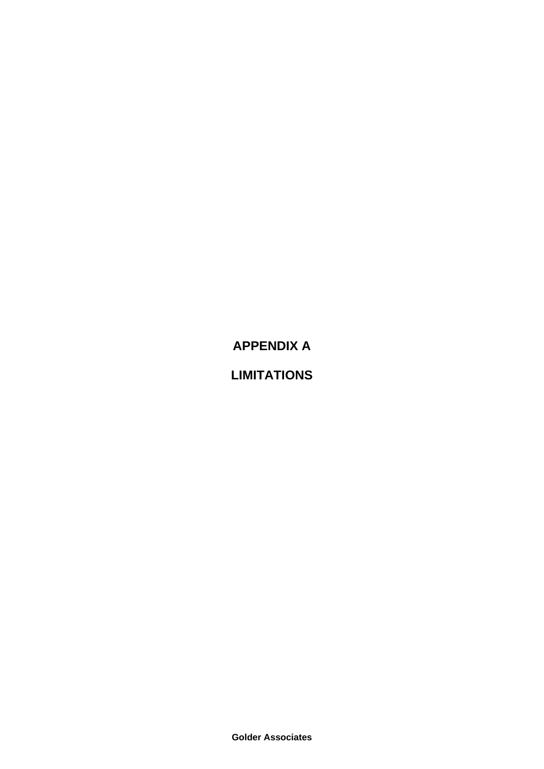# APPENDIX A

# LIMITATIONS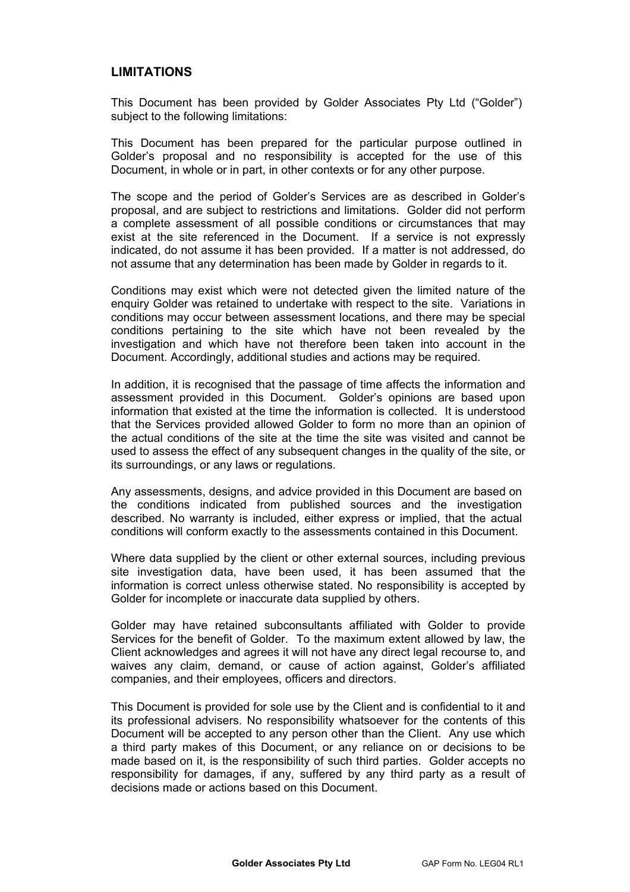## LIMITATIONS

This Document has been provided by Golder Associates Pty Ltd ("Golder") subject to the following limitations:

This Document has been prepared for the particular purpose outlined in Golder's proposal and no responsibility is accepted for the use of this Document, in whole or in part, in other contexts or for any other purpose.

The scope and the period of Golder's Services are as described in Golder's proposal, and are subject to restrictions and limitations. Golder did not perform a complete assessment of all possible conditions or circumstances that may exist at the site referenced in the Document. If a service is not expressly indicated, do not assume it has been provided. If a matter is not addressed, do not assume that any determination has been made by Golder in regards to it.

Conditions may exist which were not detected given the limited nature of the enquiry Golder was retained to undertake with respect to the site. Variations in conditions may occur between assessment locations, and there may be special conditions pertaining to the site which have not been revealed by the investigation and which have not therefore been taken into account in the Document. Accordingly, additional studies and actions may be required.

In addition, it is recognised that the passage of time affects the information and assessment provided in this Document. Golder's opinions are based upon information that existed at the time the information is collected. It is understood that the Services provided allowed Golder to form no more than an opinion of the actual conditions of the site at the time the site was visited and cannot be used to assess the effect of any subsequent changes in the quality of the site, or its surroundings, or any laws or regulations.

Any assessments, designs, and advice provided in this Document are based on the conditions indicated from published sources and the investigation described. No warranty is included, either express or implied, that the actual conditions will conform exactly to the assessments contained in this Document.

Where data supplied by the client or other external sources, including previous site investigation data, have been used, it has been assumed that the information is correct unless otherwise stated. No responsibility is accepted by Golder for incomplete or inaccurate data supplied by others.

Golder may have retained subconsultants affiliated with Golder to provide Services for the benefit of Golder. To the maximum extent allowed by law, the Client acknowledges and agrees it will not have any direct legal recourse to, and waives any claim, demand, or cause of action against, Golder's affiliated companies, and their employees, officers and directors.

This Document is provided for sole use by the Client and is confidential to it and its professional advisers. No responsibility whatsoever for the contents of this Document will be accepted to any person other than the Client. Any use which a third party makes of this Document, or any reliance on or decisions to be made based on it, is the responsibility of such third parties. Golder accepts no responsibility for damages, if any, suffered by any third party as a result of decisions made or actions based on this Document.